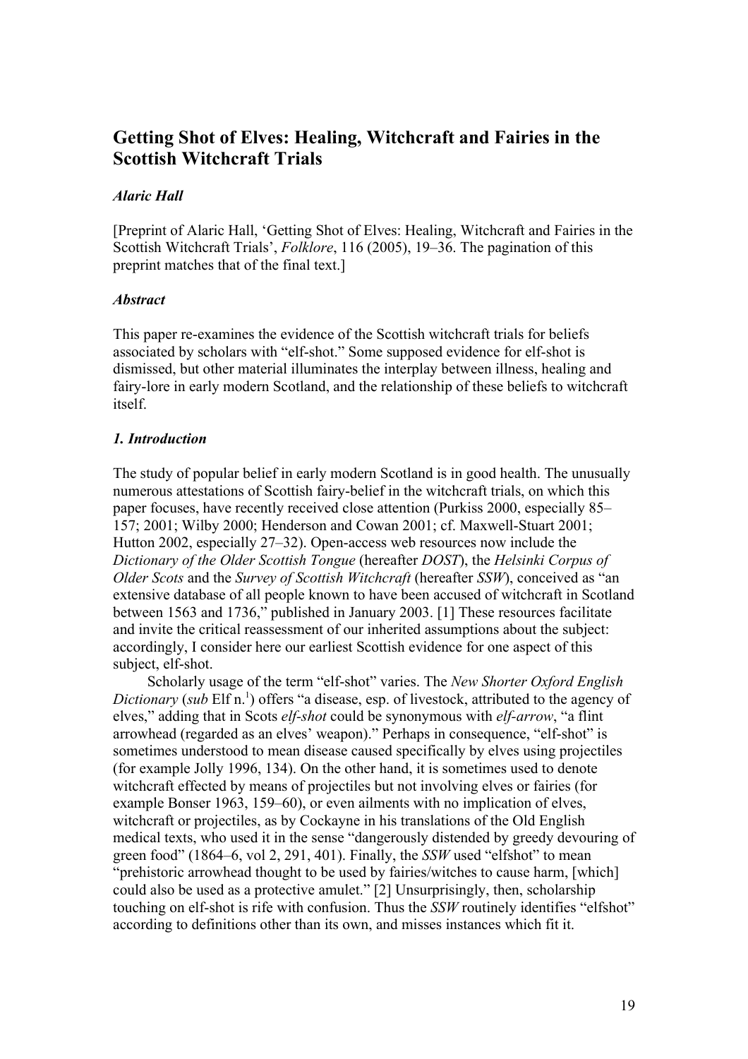# Getting Shot of Elves: Healing, Witchcraft and Fairies in the Scottish Witchcraft Trials

***Alaric Hall***

[Preprint of Alaric Hall, 'Getting Shot of Elves: Healing, Witchcraft and Fairies in the Scottish Witchcraft Trials', *Folklore*, 116 (2005), 19–36. The pagination of this preprint matches that of the final text.]

***Abstract***

This paper re-examines the evidence of the Scottish witchcraft trials for beliefs associated by scholars with "elf-shot." Some supposed evidence for elf-shot is dismissed, but other material illuminates the interplay between illness, healing and fairy-lore in early modern Scotland, and the relationship of these beliefs to witchcraft itself.

## *1. Introduction*

The study of popular belief in early modern Scotland is in good health. The unusually numerous attestations of Scottish fairy-belief in the witchcraft trials, on which this paper focuses, have recently received close attention (Purkiss 2000, especially 85–157; 2001; Wilby 2000; Henderson and Cowan 2001; cf. Maxwell-Stuart 2001; Hutton 2002, especially 27–32). Open-access web resources now include the *Dictionary of the Older Scottish Tongue* (hereafter *DOST*), the *Helsinki Corpus of Older Scots* and the *Survey of Scottish Witchcraft* (hereafter *SSW*), conceived as "an extensive database of all people known to have been accused of witchcraft in Scotland between 1563 and 1736," published in January 2003. [1] These resources facilitate and invite the critical reassessment of our inherited assumptions about the subject: accordingly, I consider here our earliest Scottish evidence for one aspect of this subject, elf-shot.

Scholarly usage of the term "elf-shot" varies. The *New Shorter Oxford English Dictionary* (*sub* Elf n.[1]) offers "a disease, esp. of livestock, attributed to the agency of elves," adding that in Scots *elf-shot* could be synonymous with *elf-arrow*, "a flint arrowhead (regarded as an elves' weapon)." Perhaps in consequence, "elf-shot" is sometimes understood to mean disease caused specifically by elves using projectiles (for example Jolly 1996, 134). On the other hand, it is sometimes used to denote witchcraft effected by means of projectiles but not involving elves or fairies (for example Bonser 1963, 159–60), or even ailments with no implication of elves, witchcraft or projectiles, as by Cockayne in his translations of the Old English medical texts, who used it in the sense "dangerously distended by greedy devouring of green food" (1864–6, vol 2, 291, 401). Finally, the *SSW* used "elfshot" to mean "prehistoric arrowhead thought to be used by fairies/witches to cause harm, [which] could also be used as a protective amulet." [2] Unsurprisingly, then, scholarship touching on elf-shot is rife with confusion. Thus the *SSW* routinely identifies "elfshot" according to definitions other than its own, and misses instances which fit it.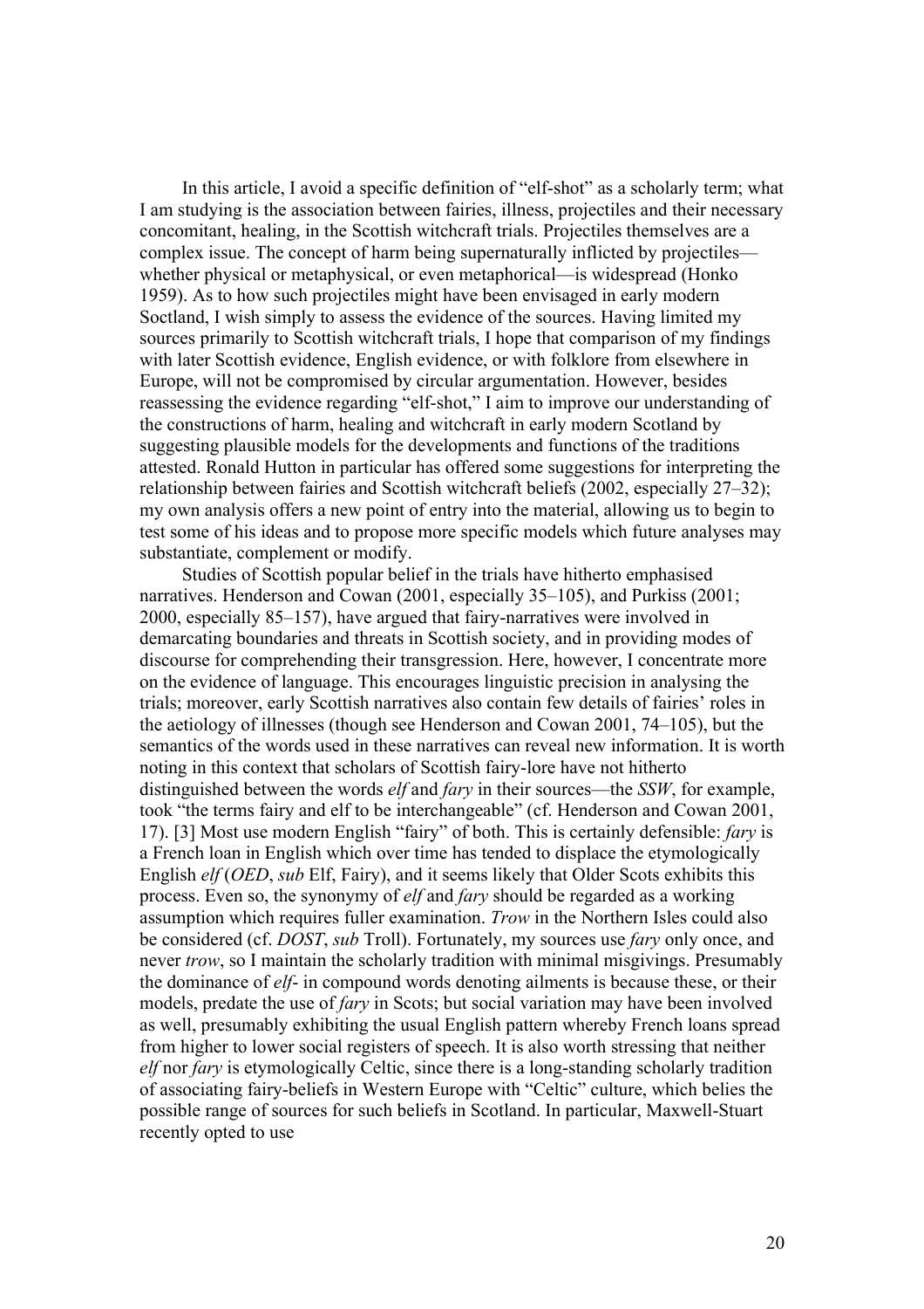In this article, I avoid a specific definition of "elf-shot" as a scholarly term; what I am studying is the association between fairies, illness, projectiles and their necessary concomitant, healing, in the Scottish witchcraft trials. Projectiles themselves are a complex issue. The concept of harm being supernaturally inflicted by projectiles—whether physical or metaphysical, or even metaphorical—is widespread (Honko 1959). As to how such projectiles might have been envisaged in early modern Soctland, I wish simply to assess the evidence of the sources. Having limited my sources primarily to Scottish witchcraft trials, I hope that comparison of my findings with later Scottish evidence, English evidence, or with folklore from elsewhere in Europe, will not be compromised by circular argumentation. However, besides reassessing the evidence regarding "elf-shot," I aim to improve our understanding of the constructions of harm, healing and witchcraft in early modern Scotland by suggesting plausible models for the developments and functions of the traditions attested. Ronald Hutton in particular has offered some suggestions for interpreting the relationship between fairies and Scottish witchcraft beliefs (2002, especially 27–32); my own analysis offers a new point of entry into the material, allowing us to begin to test some of his ideas and to propose more specific models which future analyses may substantiate, complement or modify.

Studies of Scottish popular belief in the trials have hitherto emphasised narratives. Henderson and Cowan (2001, especially 35–105), and Purkiss (2001; 2000, especially 85–157), have argued that fairy-narratives were involved in demarcating boundaries and threats in Scottish society, and in providing modes of discourse for comprehending their transgression. Here, however, I concentrate more on the evidence of language. This encourages linguistic precision in analysing the trials; moreover, early Scottish narratives also contain few details of fairies' roles in the aetiology of illnesses (though see Henderson and Cowan 2001, 74–105), but the semantics of the words used in these narratives can reveal new information. It is worth noting in this context that scholars of Scottish fairy-lore have not hitherto distinguished between the words *elf* and *fary* in their sources—the *SSW*, for example, took "the terms fairy and elf to be interchangeable" (cf. Henderson and Cowan 2001, 17). [3] Most use modern English "fairy" of both. This is certainly defensible: *fary* is a French loan in English which over time has tended to displace the etymologically English *elf* (*OED*, *sub* Elf, Fairy), and it seems likely that Older Scots exhibits this process. Even so, the synonymy of *elf* and *fary* should be regarded as a working assumption which requires fuller examination. *Trow* in the Northern Isles could also be considered (cf. *DOST*, *sub* Troll). Fortunately, my sources use *fary* only once, and never *trow*, so I maintain the scholarly tradition with minimal misgivings. Presumably the dominance of *elf*- in compound words denoting ailments is because these, or their models, predate the use of *fary* in Scots; but social variation may have been involved as well, presumably exhibiting the usual English pattern whereby French loans spread from higher to lower social registers of speech. It is also worth stressing that neither *elf* nor *fary* is etymologically Celtic, since there is a long-standing scholarly tradition of associating fairy-beliefs in Western Europe with "Celtic" culture, which belies the possible range of sources for such beliefs in Scotland. In particular, Maxwell-Stuart recently opted to use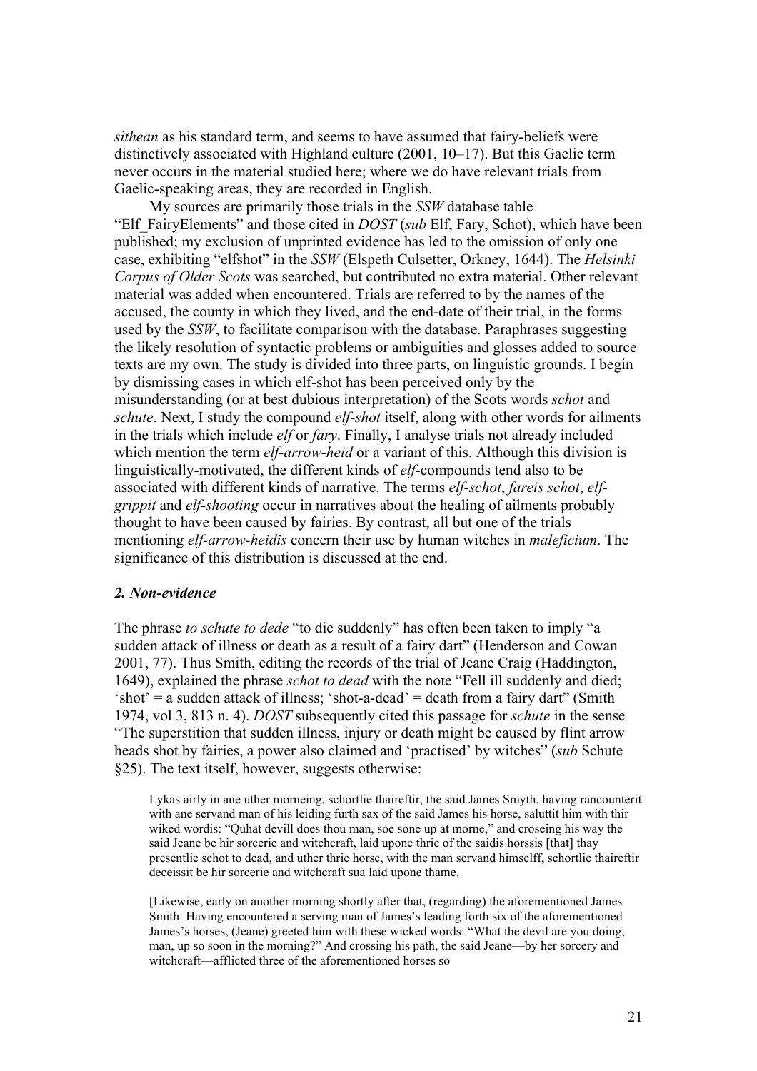*sìthean* as his standard term, and seems to have assumed that fairy-beliefs were distinctively associated with Highland culture (2001, 10–17). But this Gaelic term never occurs in the material studied here; where we do have relevant trials from Gaelic-speaking areas, they are recorded in English.

My sources are primarily those trials in the *SSW* database table "Elf_FairyElements" and those cited in *DOST* (*sub* Elf, Fary, Schot), which have been published; my exclusion of unprinted evidence has led to the omission of only one case, exhibiting "elfshot" in the *SSW* (Elspeth Culsetter, Orkney, 1644). The *Helsinki Corpus of Older Scots* was searched, but contributed no extra material. Other relevant material was added when encountered. Trials are referred to by the names of the accused, the county in which they lived, and the end-date of their trial, in the forms used by the *SSW*, to facilitate comparison with the database. Paraphrases suggesting the likely resolution of syntactic problems or ambiguities and glosses added to source texts are my own. The study is divided into three parts, on linguistic grounds. I begin by dismissing cases in which elf-shot has been perceived only by the misunderstanding (or at best dubious interpretation) of the Scots words *schot* and *schute*. Next, I study the compound *elf-shot* itself, along with other words for ailments in the trials which include *elf* or *fary*. Finally, I analyse trials not already included which mention the term *elf-arrow-heid* or a variant of this. Although this division is linguistically-motivated, the different kinds of *elf*-compounds tend also to be associated with different kinds of narrative. The terms *elf-schot*, *fareis schot*, *elf-grippit* and *elf-shooting* occur in narratives about the healing of ailments probably thought to have been caused by fairies. By contrast, all but one of the trials mentioning *elf-arrow-heidis* concern their use by human witches in *maleficium*. The significance of this distribution is discussed at the end.

## *2. Non-evidence*

The phrase *to schute to dede* "to die suddenly" has often been taken to imply "a sudden attack of illness or death as a result of a fairy dart" (Henderson and Cowan 2001, 77). Thus Smith, editing the records of the trial of Jeane Craig (Haddington, 1649), explained the phrase *schot to dead* with the note "Fell ill suddenly and died; 'shot' = a sudden attack of illness; 'shot-a-dead' = death from a fairy dart" (Smith 1974, vol 3, 813 n. 4). *DOST* subsequently cited this passage for *schute* in the sense "The superstition that sudden illness, injury or death might be caused by flint arrow heads shot by fairies, a power also claimed and 'practised' by witches" (*sub* Schute §25). The text itself, however, suggests otherwise:

> Lykas airly in ane uther morneing, schortlie thaireftir, the said James Smyth, having rancounterit with ane servand man of his leiding furth sax of the said James his horse, saluttit him with thir wiked wordis: "Quhat devill does thou man, soe sone up at morne," and croseing his way the said Jeane be hir sorcerie and witchcraft, laid upone thrie of the saidis horssis [that] thay presentlie schot to dead, and uther thrie horse, with the man servand himselff, schortlie thaireftir deceissit be hir sorcerie and witchcraft sua laid upone thame.
>
> [Likewise, early on another morning shortly after that, (regarding) the aforementioned James Smith. Having encountered a serving man of James's leading forth six of the aforementioned James's horses, (Jeane) greeted him with these wicked words: "What the devil are you doing, man, up so soon in the morning?" And crossing his path, the said Jeane—by her sorcery and witchcraft—afflicted three of the aforementioned horses so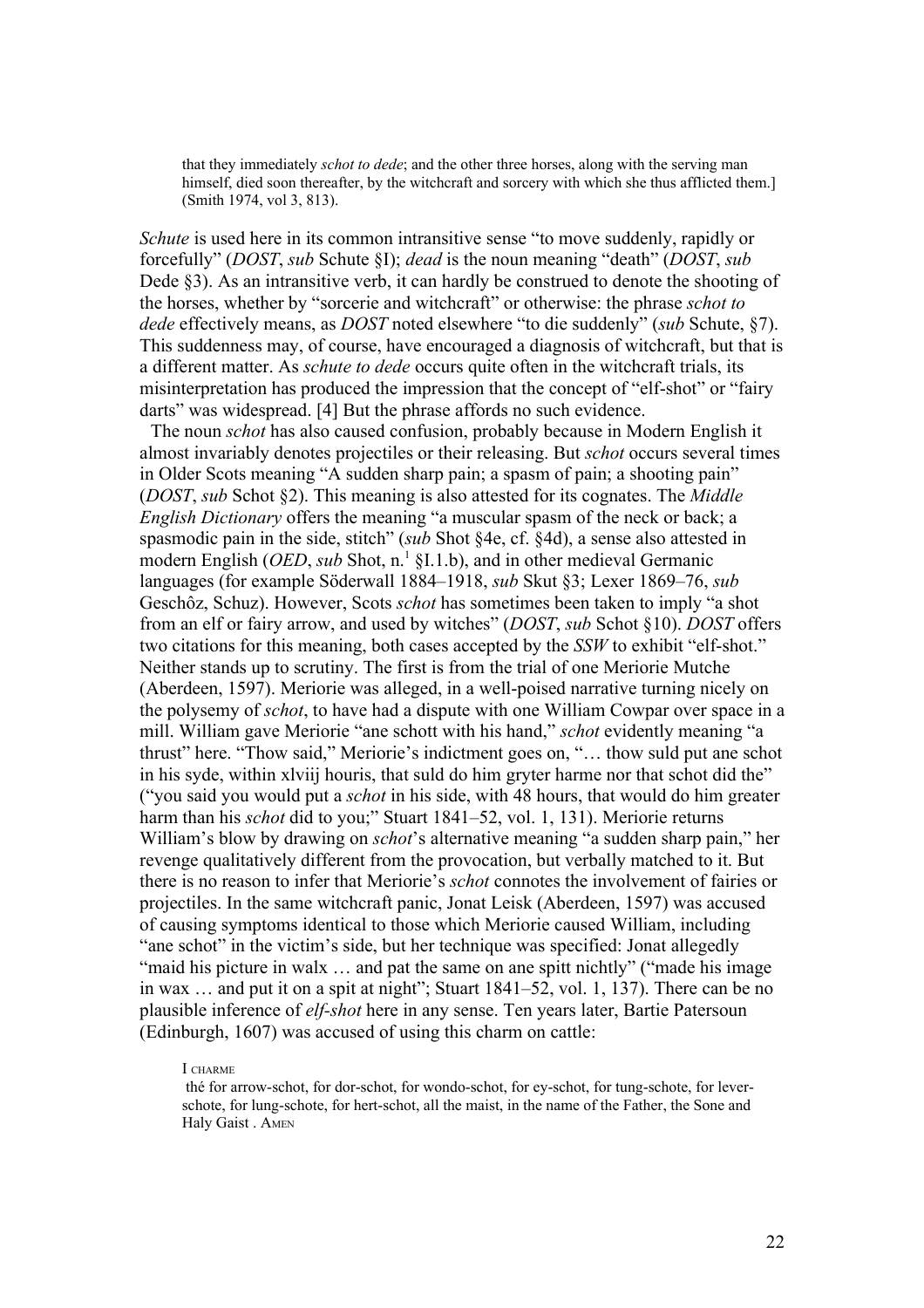> that they immediately *schot to dede*; and the other three horses, along with the serving man himself, died soon thereafter, by the witchcraft and sorcery with which she thus afflicted them.] (Smith 1974, vol 3, 813).

*Schute* is used here in its common intransitive sense "to move suddenly, rapidly or forcefully" (*DOST*, *sub* Schute §I); *dead* is the noun meaning "death" (*DOST*, *sub* Dede §3). As an intransitive verb, it can hardly be construed to denote the shooting of the horses, whether by "sorcerie and witchcraft" or otherwise: the phrase *schot to dede* effectively means, as *DOST* noted elsewhere "to die suddenly" (*sub* Schute, §7). This suddenness may, of course, have encouraged a diagnosis of witchcraft, but that is a different matter. As *schute to dede* occurs quite often in the witchcraft trials, its misinterpretation has produced the impression that the concept of "elf-shot" or "fairy darts" was widespread. [4] But the phrase affords no such evidence.

The noun *schot* has also caused confusion, probably because in Modern English it almost invariably denotes projectiles or their releasing. But *schot* occurs several times in Older Scots meaning "A sudden sharp pain; a spasm of pain; a shooting pain" (*DOST*, *sub* Schot §2). This meaning is also attested for its cognates. The *Middle English Dictionary* offers the meaning "a muscular spasm of the neck or back; a spasmodic pain in the side, stitch" (*sub* Shot §4e, cf. §4d), a sense also attested in modern English (*OED*, *sub* Shot, n.[1] §I.1.b), and in other medieval Germanic languages (for example Söderwall 1884–1918, *sub* Skut §3; Lexer 1869–76, *sub* Geschôz, Schuz). However, Scots *schot* has sometimes been taken to imply "a shot from an elf or fairy arrow, and used by witches" (*DOST*, *sub* Schot §10). *DOST* offers two citations for this meaning, both cases accepted by the *SSW* to exhibit "elf-shot." Neither stands up to scrutiny. The first is from the trial of one Meriorie Mutche (Aberdeen, 1597). Meriorie was alleged, in a well-poised narrative turning nicely on the polysemy of *schot*, to have had a dispute with one William Cowpar over space in a mill. William gave Meriorie "ane schott with his hand," *schot* evidently meaning "a thrust" here. "Thow said," Meriorie's indictment goes on, "… thow suld put ane schot in his syde, within xlviij houris, that suld do him gryter harme nor that schot did the" ("you said you would put a *schot* in his side, with 48 hours, that would do him greater harm than his *schot* did to you;" Stuart 1841–52, vol. 1, 131). Meriorie returns William's blow by drawing on *schot*'s alternative meaning "a sudden sharp pain," her revenge qualitatively different from the provocation, but verbally matched to it. But there is no reason to infer that Meriorie's *schot* connotes the involvement of fairies or projectiles. In the same witchcraft panic, Jonat Leisk (Aberdeen, 1597) was accused of causing symptoms identical to those which Meriorie caused William, including "ane schot" in the victim's side, but her technique was specified: Jonat allegedly "maid his picture in walx … and pat the same on ane spitt nichtly" ("made his image in wax … and put it on a spit at night"; Stuart 1841–52, vol. 1, 137). There can be no plausible inference of *elf-shot* here in any sense. Ten years later, Bartie Patersoun (Edinburgh, 1607) was accused of using this charm on cattle:

> I CHARME
> thé for arrow-schot, for dor-schot, for wondo-schot, for ey-schot, for tung-schote, for lever-schote, for lung-schote, for hert-schot, all the maist, in the name of the Father, the Sone and Haly Gaist . AMEN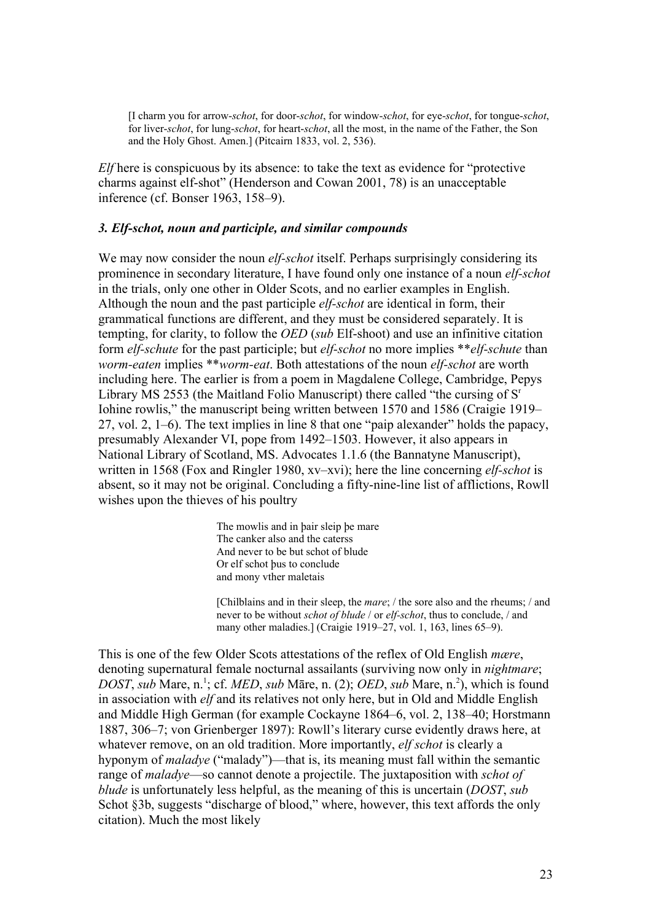> [I charm you for arrow-*schot*, for door-*schot*, for window-*schot*, for eye-*schot*, for tongue-*schot*, for liver-*schot*, for lung-*schot*, for heart-*schot*, all the most, in the name of the Father, the Son and the Holy Ghost. Amen.] (Pitcairn 1833, vol. 2, 536).

*Elf* here is conspicuous by its absence: to take the text as evidence for "protective charms against elf-shot" (Henderson and Cowan 2001, 78) is an unacceptable inference (cf. Bonser 1963, 158–9).

### *3. Elf-schot, noun and participle, and similar compounds*

We may now consider the noun *elf-schot* itself. Perhaps surprisingly considering its prominence in secondary literature, I have found only one instance of a noun *elf-schot* in the trials, only one other in Older Scots, and no earlier examples in English. Although the noun and the past participle *elf-schot* are identical in form, their grammatical functions are different, and they must be considered separately. It is tempting, for clarity, to follow the *OED* (*sub* Elf-shoot) and use an infinitive citation form *elf-schute* for the past participle; but *elf-schot* no more implies \*\**elf-schute* than *worm-eaten* implies \*\**worm-eat*. Both attestations of the noun *elf-schot* are worth including here. The earlier is from a poem in Magdalene College, Cambridge, Pepys Library MS 2553 (the Maitland Folio Manuscript) there called "the cursing of S^r Iohine rowlis," the manuscript being written between 1570 and 1586 (Craigie 1919–27, vol. 2, 1–6). The text implies in line 8 that one "paip alexander" holds the papacy, presumably Alexander VI, pope from 1492–1503. However, it also appears in National Library of Scotland, MS. Advocates 1.1.6 (the Bannatyne Manuscript), written in 1568 (Fox and Ringler 1980, xv–xvi); here the line concerning *elf-schot* is absent, so it may not be original. Concluding a fifty-nine-line list of afflictions, Rowll wishes upon the thieves of his poultry

> The mowlis and in þair sleip þe mare
> The canker also and the caterss
> And never to be but schot of blude
> Or elf schot þus to conclude
> and mony vther maletais
>
> [Chilblains and in their sleep, the *mare*; / the sore also and the rheums; / and never to be without *schot of blude* / or *elf-schot*, thus to conclude, / and many other maladies.] (Craigie 1919–27, vol. 1, 163, lines 65–9).

This is one of the few Older Scots attestations of the reflex of Old English *mære*, denoting supernatural female nocturnal assailants (surviving now only in *nightmare*; *DOST*, *sub* Mare, n.[1]; cf. *MED*, *sub* Māre, n. (2); *OED*, *sub* Mare, n.[2]), which is found in association with *elf* and its relatives not only here, but in Old and Middle English and Middle High German (for example Cockayne 1864–6, vol. 2, 138–40; Horstmann 1887, 306–7; von Grienberger 1897): Rowll's literary curse evidently draws here, at whatever remove, on an old tradition. More importantly, *elf schot* is clearly a hyponym of *maladye* ("malady")—that is, its meaning must fall within the semantic range of *maladye*—so cannot denote a projectile. The juxtaposition with *schot of blude* is unfortunately less helpful, as the meaning of this is uncertain (*DOST*, *sub* Schot §3b, suggests "discharge of blood," where, however, this text affords the only citation). Much the most likely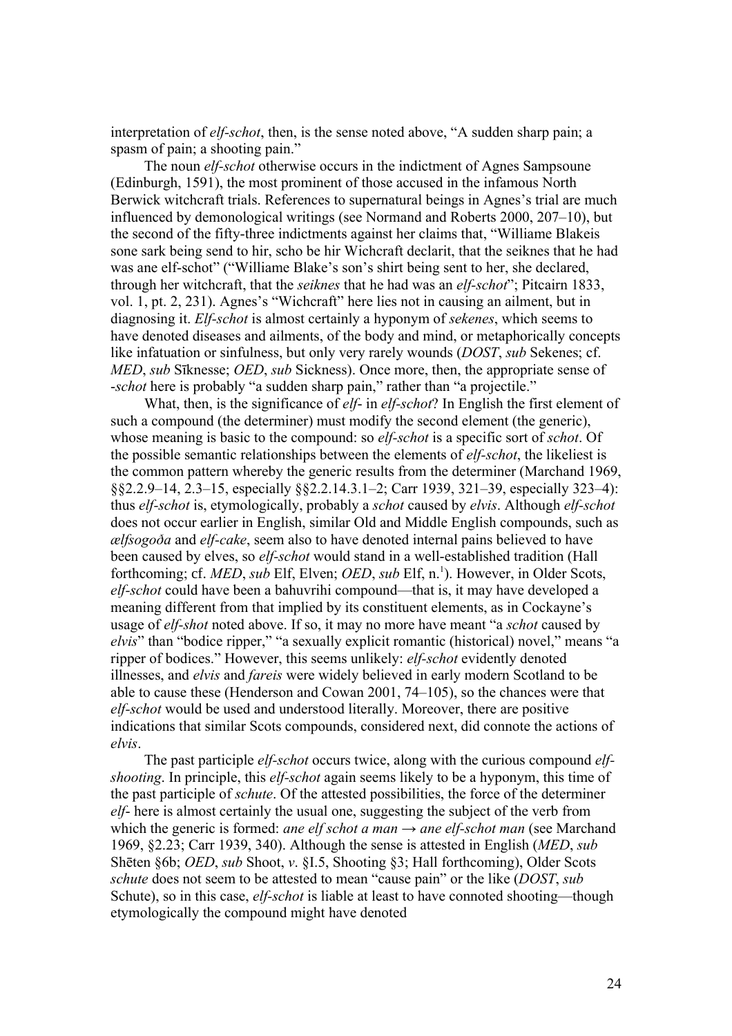interpretation of *elf-schot*, then, is the sense noted above, "A sudden sharp pain; a spasm of pain; a shooting pain."

The noun *elf-schot* otherwise occurs in the indictment of Agnes Sampsoune (Edinburgh, 1591), the most prominent of those accused in the infamous North Berwick witchcraft trials. References to supernatural beings in Agnes's trial are much influenced by demonological writings (see Normand and Roberts 2000, 207–10), but the second of the fifty-three indictments against her claims that, "Williame Blakeis sone sark being send to hir, scho be hir Wichcraft declarit, that the seiknes that he had was ane elf-schot" ("Williame Blake's son's shirt being sent to her, she declared, through her witchcraft, that the *seiknes* that he had was an *elf-schot*"; Pitcairn 1833, vol. 1, pt. 2, 231). Agnes's "Wichcraft" here lies not in causing an ailment, but in diagnosing it. *Elf-schot* is almost certainly a hyponym of *sekenes*, which seems to have denoted diseases and ailments, of the body and mind, or metaphorically concepts like infatuation or sinfulness, but only very rarely wounds (*DOST*, *sub* Sekenes; cf. *MED*, *sub* Sīknesse; *OED*, *sub* Sickness). Once more, then, the appropriate sense of *-schot* here is probably "a sudden sharp pain," rather than "a projectile."

What, then, is the significance of *elf-* in *elf-schot*? In English the first element of such a compound (the determiner) must modify the second element (the generic), whose meaning is basic to the compound: so *elf-schot* is a specific sort of *schot*. Of the possible semantic relationships between the elements of *elf-schot*, the likeliest is the common pattern whereby the generic results from the determiner (Marchand 1969, §§2.2.9–14, 2.3–15, especially §§2.2.14.3.1–2; Carr 1939, 321–39, especially 323–4): thus *elf-schot* is, etymologically, probably a *schot* caused by *elvis*. Although *elf-schot* does not occur earlier in English, similar Old and Middle English compounds, such as *ælfsogoða* and *elf-cake*, seem also to have denoted internal pains believed to have been caused by elves, so *elf-schot* would stand in a well-established tradition (Hall forthcoming; cf. *MED*, *sub* Elf, Elven; *OED*, *sub* Elf, n.[1]). However, in Older Scots, *elf-schot* could have been a bahuvrihi compound—that is, it may have developed a meaning different from that implied by its constituent elements, as in Cockayne's usage of *elf-shot* noted above. If so, it may no more have meant "a *schot* caused by *elvis*" than "bodice ripper," "a sexually explicit romantic (historical) novel," means "a ripper of bodices." However, this seems unlikely: *elf-schot* evidently denoted illnesses, and *elvis* and *fareis* were widely believed in early modern Scotland to be able to cause these (Henderson and Cowan 2001, 74–105), so the chances were that *elf-schot* would be used and understood literally. Moreover, there are positive indications that similar Scots compounds, considered next, did connote the actions of *elvis*.

The past participle *elf-schot* occurs twice, along with the curious compound *elf-shooting*. In principle, this *elf-schot* again seems likely to be a hyponym, this time of the past participle of *schute*. Of the attested possibilities, the force of the determiner *elf-* here is almost certainly the usual one, suggesting the subject of the verb from which the generic is formed: *ane elf schot a man* → *ane elf-schot man* (see Marchand 1969, §2.23; Carr 1939, 340). Although the sense is attested in English (*MED*, *sub* Shēten §6b; *OED*, *sub* Shoot, *v*. §I.5, Shooting §3; Hall forthcoming), Older Scots *schute* does not seem to be attested to mean "cause pain" or the like (*DOST*, *sub* Schute), so in this case, *elf-schot* is liable at least to have connoted shooting—though etymologically the compound might have denoted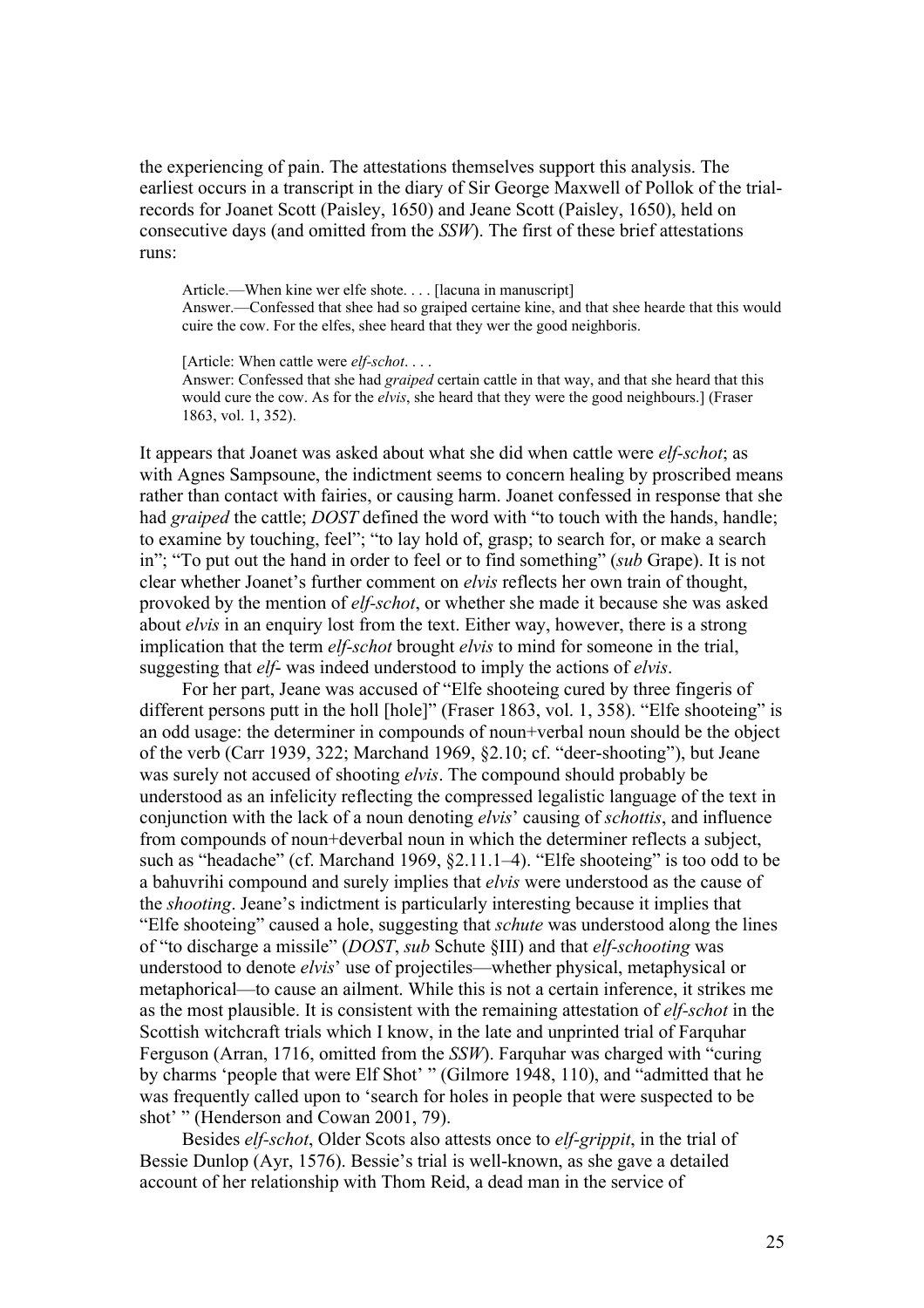the experiencing of pain. The attestations themselves support this analysis. The earliest occurs in a transcript in the diary of Sir George Maxwell of Pollok of the trial-records for Joanet Scott (Paisley, 1650) and Jeane Scott (Paisley, 1650), held on consecutive days (and omitted from the *SSW*). The first of these brief attestations runs:

> Article.—When kine wer elfe shote. . . . [lacuna in manuscript]
> Answer.—Confessed that shee had so graiped certaine kine, and that shee hearde that this would cuire the cow. For the elfes, shee heard that they wer the good neighboris.
>
> [Article: When cattle were *elf-schot*. . . .
> Answer: Confessed that she had *graiped* certain cattle in that way, and that she heard that this would cure the cow. As for the *elvis*, she heard that they were the good neighbours.] (Fraser 1863, vol. 1, 352).

It appears that Joanet was asked about what she did when cattle were *elf-schot*; as with Agnes Sampsoune, the indictment seems to concern healing by proscribed means rather than contact with fairies, or causing harm. Joanet confessed in response that she had *graiped* the cattle; *DOST* defined the word with "to touch with the hands, handle; to examine by touching, feel"; "to lay hold of, grasp; to search for, or make a search in"; "To put out the hand in order to feel or to find something" (*sub* Grape). It is not clear whether Joanet's further comment on *elvis* reflects her own train of thought, provoked by the mention of *elf-schot*, or whether she made it because she was asked about *elvis* in an enquiry lost from the text. Either way, however, there is a strong implication that the term *elf-schot* brought *elvis* to mind for someone in the trial, suggesting that *elf-* was indeed understood to imply the actions of *elvis*.

For her part, Jeane was accused of "Elfe shooteing cured by three fingeris of different persons putt in the holl [hole]" (Fraser 1863, vol. 1, 358). "Elfe shooteing" is an odd usage: the determiner in compounds of noun+verbal noun should be the object of the verb (Carr 1939, 322; Marchand 1969, §2.10; cf. "deer-shooting"), but Jeane was surely not accused of shooting *elvis*. The compound should probably be understood as an infelicity reflecting the compressed legalistic language of the text in conjunction with the lack of a noun denoting *elvis*' causing of *schottis*, and influence from compounds of noun+deverbal noun in which the determiner reflects a subject, such as "headache" (cf. Marchand 1969, §2.11.1–4). "Elfe shooteing" is too odd to be a bahuvrihi compound and surely implies that *elvis* were understood as the cause of the *shooting*. Jeane's indictment is particularly interesting because it implies that "Elfe shooteing" caused a hole, suggesting that *schute* was understood along the lines of "to discharge a missile" (*DOST*, *sub* Schute §III) and that *elf-schooting* was understood to denote *elvis*' use of projectiles—whether physical, metaphysical or metaphorical—to cause an ailment. While this is not a certain inference, it strikes me as the most plausible. It is consistent with the remaining attestation of *elf-schot* in the Scottish witchcraft trials which I know, in the late and unprinted trial of Farquhar Ferguson (Arran, 1716, omitted from the *SSW*). Farquhar was charged with "curing by charms 'people that were Elf Shot' " (Gilmore 1948, 110), and "admitted that he was frequently called upon to 'search for holes in people that were suspected to be shot' " (Henderson and Cowan 2001, 79).

Besides *elf-schot*, Older Scots also attests once to *elf-grippit*, in the trial of Bessie Dunlop (Ayr, 1576). Bessie's trial is well-known, as she gave a detailed account of her relationship with Thom Reid, a dead man in the service of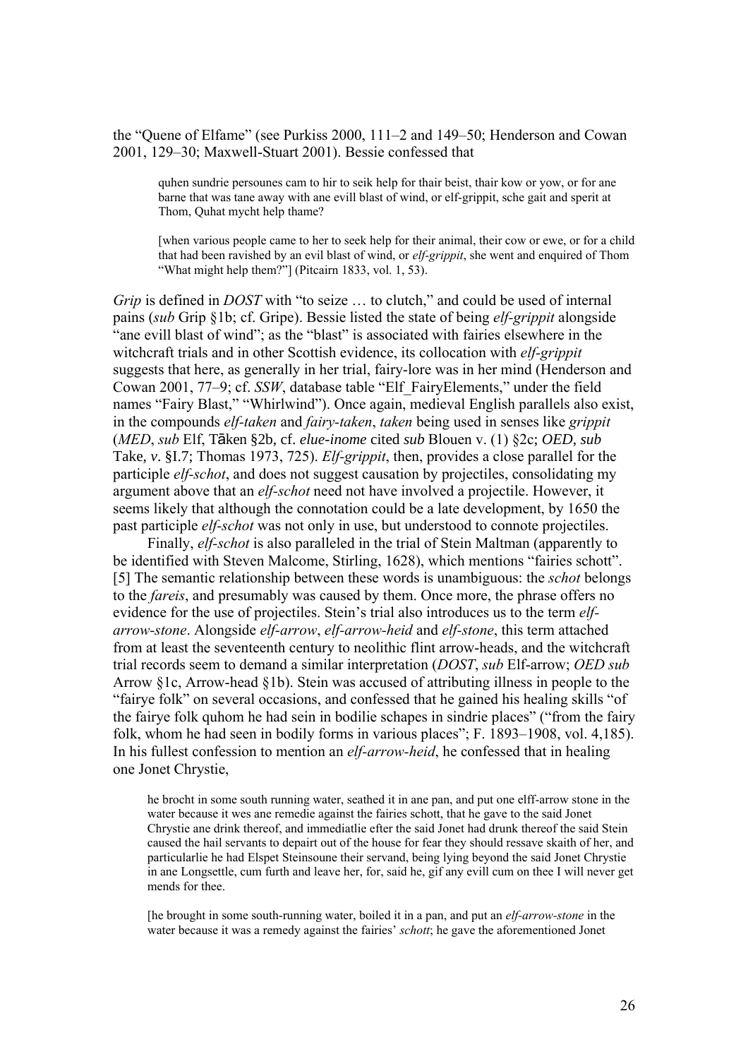the "Quene of Elfame" (see Purkiss 2000, 111–2 and 149–50; Henderson and Cowan 2001, 129–30; Maxwell-Stuart 2001). Bessie confessed that

> quhen sundrie persounes cam to hir to seik help for thair beist, thair kow or yow, or for ane barne that was tane away with ane evill blast of wind, or elf-grippit, sche gait and sperit at Thom, Quhat mycht help thame?
>
> [when various people came to her to seek help for their animal, their cow or ewe, or for a child that had been ravished by an evil blast of wind, or *elf-grippit*, she went and enquired of Thom "What might help them?"] (Pitcairn 1833, vol. 1, 53).

*Grip* is defined in *DOST* with "to seize … to clutch," and could be used of internal pains (*sub* Grip §1b; cf. Gripe). Bessie listed the state of being *elf-grippit* alongside "ane evill blast of wind"; as the "blast" is associated with fairies elsewhere in the witchcraft trials and in other Scottish evidence, its collocation with *elf-grippit* suggests that here, as generally in her trial, fairy-lore was in her mind (Henderson and Cowan 2001, 77–9; cf. *SSW*, database table "Elf_FairyElements," under the field names "Fairy Blast," "Whirlwind"). Once again, medieval English parallels also exist, in the compounds *elf-taken* and *fairy-taken*, *taken* being used in senses like *grippit* (*MED*, *sub* Elf, Tāken §2b, cf. *elue-inome* cited *sub* Blouen v. (1) §2c; *OED*, *sub* Take, *v*. §I.7; Thomas 1973, 725). *Elf-grippit*, then, provides a close parallel for the participle *elf-schot*, and does not suggest causation by projectiles, consolidating my argument above that an *elf-schot* need not have involved a projectile. However, it seems likely that although the connotation could be a late development, by 1650 the past participle *elf-schot* was not only in use, but understood to connote projectiles.

Finally, *elf-schot* is also paralleled in the trial of Stein Maltman (apparently to be identified with Steven Malcome, Stirling, 1628), which mentions "fairies schott". [5] The semantic relationship between these words is unambiguous: the *schot* belongs to the *fareis*, and presumably was caused by them. Once more, the phrase offers no evidence for the use of projectiles. Stein's trial also introduces us to the term *elf-arrow-stone*. Alongside *elf-arrow*, *elf-arrow-heid* and *elf-stone*, this term attached from at least the seventeenth century to neolithic flint arrow-heads, and the witchcraft trial records seem to demand a similar interpretation (*DOST*, *sub* Elf-arrow; *OED sub* Arrow §1c, Arrow-head §1b). Stein was accused of attributing illness in people to the "fairye folk" on several occasions, and confessed that he gained his healing skills "of the fairye folk quhom he had sein in bodilie schapes in sindrie places" ("from the fairy folk, whom he had seen in bodily forms in various places"; F. 1893–1908, vol. 4,185). In his fullest confession to mention an *elf-arrow-heid*, he confessed that in healing one Jonet Chrystie,

> he brocht in some south running water, seathed it in ane pan, and put one elff-arrow stone in the water because it wes ane remedie against the fairies schott, that he gave to the said Jonet Chrystie ane drink thereof, and immediatlie efter the said Jonet had drunk thereof the said Stein caused the hail servants to depairt out of the house for fear they should ressave skaith of her, and particularlie he had Elspet Steinsoune their servand, being lying beyond the said Jonet Chrystie in ane Longsettle, cum furth and leave her, for, said he, gif any evill cum on thee I will never get mends for thee.
>
> [he brought in some south-running water, boiled it in a pan, and put an *elf-arrow-stone* in the water because it was a remedy against the fairies' *schott*; he gave the aforementioned Jonet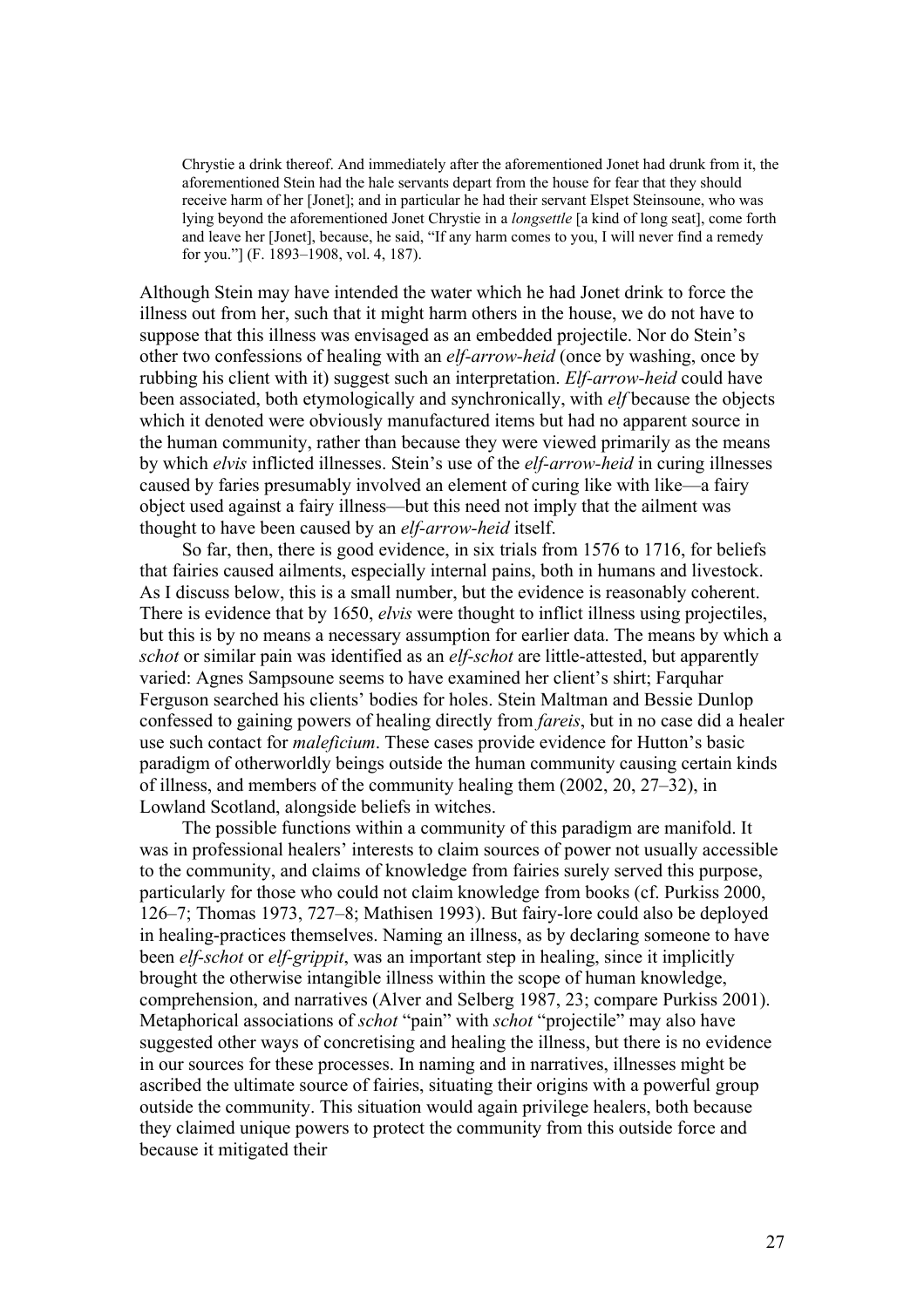> Chrystie a drink thereof. And immediately after the aforementioned Jonet had drunk from it, the aforementioned Stein had the hale servants depart from the house for fear that they should receive harm of her [Jonet]; and in particular he had their servant Elspet Steinsoune, who was lying beyond the aforementioned Jonet Chrystie in a *longsettle* [a kind of long seat], come forth and leave her [Jonet], because, he said, "If any harm comes to you, I will never find a remedy for you."] (F. 1893–1908, vol. 4, 187).

Although Stein may have intended the water which he had Jonet drink to force the illness out from her, such that it might harm others in the house, we do not have to suppose that this illness was envisaged as an embedded projectile. Nor do Stein's other two confessions of healing with an *elf-arrow-heid* (once by washing, once by rubbing his client with it) suggest such an interpretation. *Elf-arrow-heid* could have been associated, both etymologically and synchronically, with *elf* because the objects which it denoted were obviously manufactured items but had no apparent source in the human community, rather than because they were viewed primarily as the means by which *elvis* inflicted illnesses. Stein's use of the *elf-arrow-heid* in curing illnesses caused by faries presumably involved an element of curing like with like—a fairy object used against a fairy illness—but this need not imply that the ailment was thought to have been caused by an *elf-arrow-heid* itself.

So far, then, there is good evidence, in six trials from 1576 to 1716, for beliefs that fairies caused ailments, especially internal pains, both in humans and livestock. As I discuss below, this is a small number, but the evidence is reasonably coherent. There is evidence that by 1650, *elvis* were thought to inflict illness using projectiles, but this is by no means a necessary assumption for earlier data. The means by which a *schot* or similar pain was identified as an *elf-schot* are little-attested, but apparently varied: Agnes Sampsoune seems to have examined her client's shirt; Farquhar Ferguson searched his clients' bodies for holes. Stein Maltman and Bessie Dunlop confessed to gaining powers of healing directly from *fareis*, but in no case did a healer use such contact for *maleficium*. These cases provide evidence for Hutton's basic paradigm of otherworldly beings outside the human community causing certain kinds of illness, and members of the community healing them (2002, 20, 27–32), in Lowland Scotland, alongside beliefs in witches.

The possible functions within a community of this paradigm are manifold. It was in professional healers' interests to claim sources of power not usually accessible to the community, and claims of knowledge from fairies surely served this purpose, particularly for those who could not claim knowledge from books (cf. Purkiss 2000, 126–7; Thomas 1973, 727–8; Mathisen 1993). But fairy-lore could also be deployed in healing-practices themselves. Naming an illness, as by declaring someone to have been *elf-schot* or *elf-grippit*, was an important step in healing, since it implicitly brought the otherwise intangible illness within the scope of human knowledge, comprehension, and narratives (Alver and Selberg 1987, 23; compare Purkiss 2001). Metaphorical associations of *schot* "pain" with *schot* "projectile" may also have suggested other ways of concretising and healing the illness, but there is no evidence in our sources for these processes. In naming and in narratives, illnesses might be ascribed the ultimate source of fairies, situating their origins with a powerful group outside the community. This situation would again privilege healers, both because they claimed unique powers to protect the community from this outside force and because it mitigated their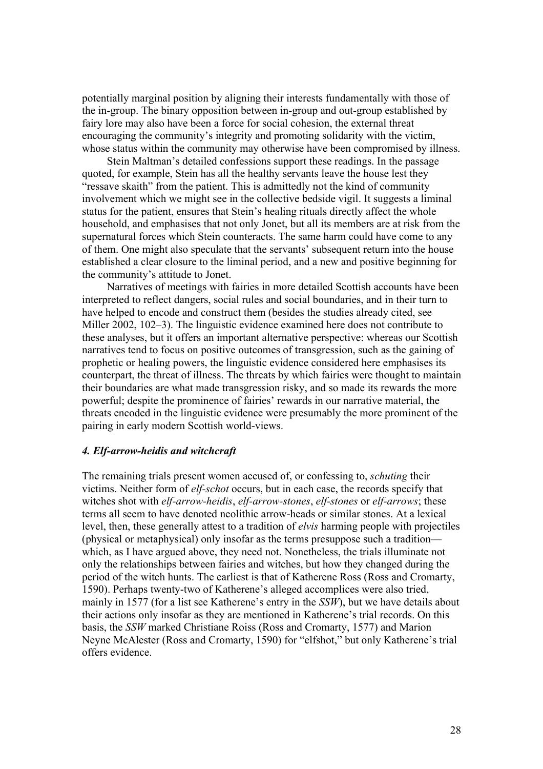potentially marginal position by aligning their interests fundamentally with those of the in-group. The binary opposition between in-group and out-group established by fairy lore may also have been a force for social cohesion, the external threat encouraging the community's integrity and promoting solidarity with the victim, whose status within the community may otherwise have been compromised by illness.

Stein Maltman's detailed confessions support these readings. In the passage quoted, for example, Stein has all the healthy servants leave the house lest they "ressave skaith" from the patient. This is admittedly not the kind of community involvement which we might see in the collective bedside vigil. It suggests a liminal status for the patient, ensures that Stein's healing rituals directly affect the whole household, and emphasises that not only Jonet, but all its members are at risk from the supernatural forces which Stein counteracts. The same harm could have come to any of them. One might also speculate that the servants' subsequent return into the house established a clear closure to the liminal period, and a new and positive beginning for the community's attitude to Jonet.

Narratives of meetings with fairies in more detailed Scottish accounts have been interpreted to reflect dangers, social rules and social boundaries, and in their turn to have helped to encode and construct them (besides the studies already cited, see Miller 2002, 102–3). The linguistic evidence examined here does not contribute to these analyses, but it offers an important alternative perspective: whereas our Scottish narratives tend to focus on positive outcomes of transgression, such as the gaining of prophetic or healing powers, the linguistic evidence considered here emphasises its counterpart, the threat of illness. The threats by which fairies were thought to maintain their boundaries are what made transgression risky, and so made its rewards the more powerful; despite the prominence of fairies' rewards in our narrative material, the threats encoded in the linguistic evidence were presumably the more prominent of the pairing in early modern Scottish world-views.

### *4. Elf-arrow-heidis and witchcraft*

The remaining trials present women accused of, or confessing to, *schuting* their victims. Neither form of *elf-schot* occurs, but in each case, the records specify that witches shot with *elf-arrow-heidis*, *elf-arrow-stones*, *elf-stones* or *elf-arrows*; these terms all seem to have denoted neolithic arrow-heads or similar stones. At a lexical level, then, these generally attest to a tradition of *elvis* harming people with projectiles (physical or metaphysical) only insofar as the terms presuppose such a tradition—which, as I have argued above, they need not. Nonetheless, the trials illuminate not only the relationships between fairies and witches, but how they changed during the period of the witch hunts. The earliest is that of Katherene Ross (Ross and Cromarty, 1590). Perhaps twenty-two of Katherene's alleged accomplices were also tried, mainly in 1577 (for a list see Katherene's entry in the *SSW*), but we have details about their actions only insofar as they are mentioned in Katherene's trial records. On this basis, the *SSW* marked Christiane Roiss (Ross and Cromarty, 1577) and Marion Neyne McAlester (Ross and Cromarty, 1590) for "elfshot," but only Katherene's trial offers evidence.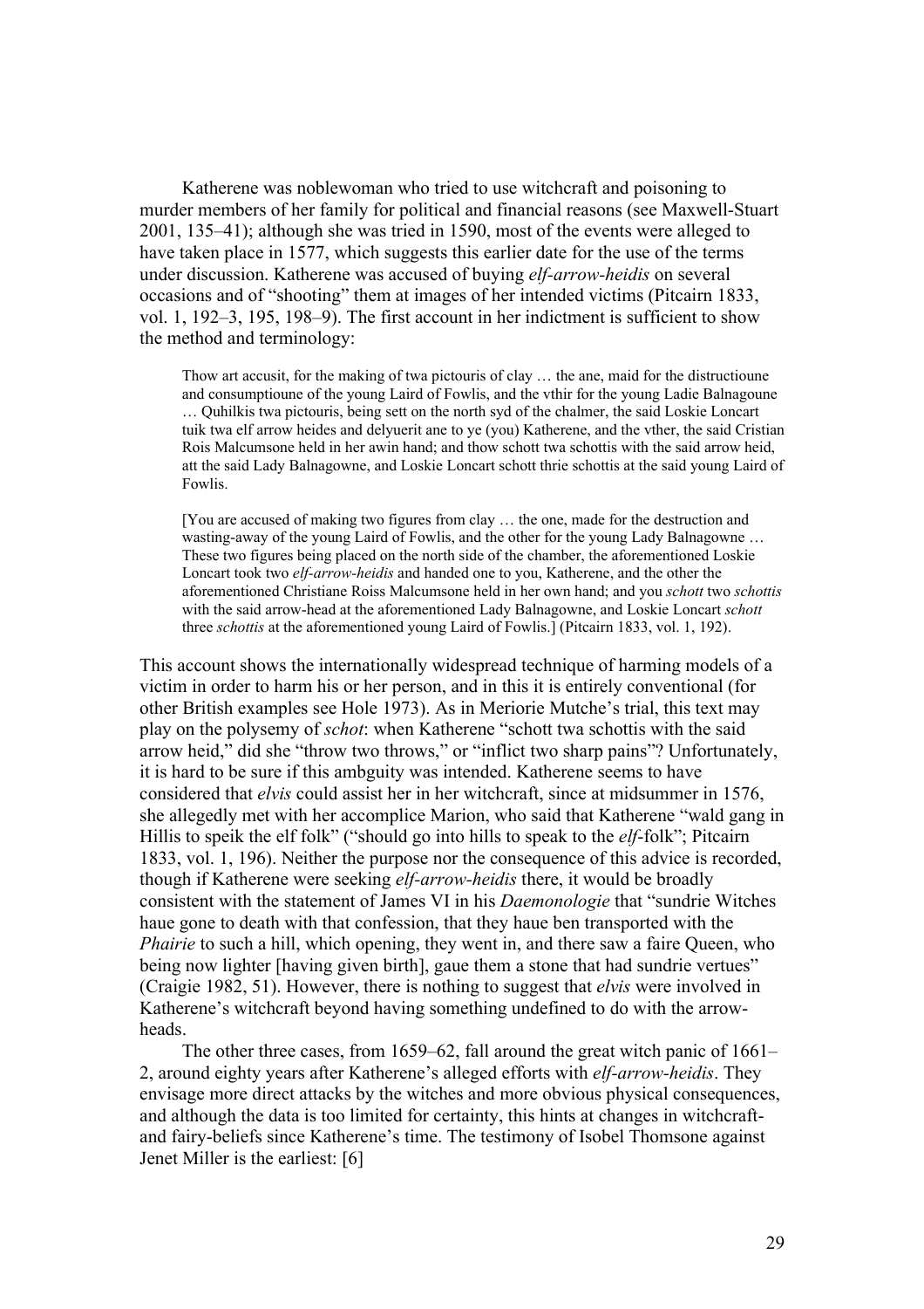Katherene was noblewoman who tried to use witchcraft and poisoning to murder members of her family for political and financial reasons (see Maxwell-Stuart 2001, 135–41); although she was tried in 1590, most of the events were alleged to have taken place in 1577, which suggests this earlier date for the use of the terms under discussion. Katherene was accused of buying *elf-arrow-heidis* on several occasions and of "shooting" them at images of her intended victims (Pitcairn 1833, vol. 1, 192–3, 195, 198–9). The first account in her indictment is sufficient to show the method and terminology:

> Thow art accusit, for the making of twa pictouris of clay … the ane, maid for the distructioune and consumptioune of the young Laird of Fowlis, and the vthir for the young Ladie Balnagoune … Quhilkis twa pictouris, being sett on the north syd of the chalmer, the said Loskie Loncart tuik twa elf arrow heides and delyuerit ane to ye (you) Katherene, and the vther, the said Cristian Rois Malcumsone held in her awin hand; and thow schott twa schottis with the said arrow heid, att the said Lady Balnagowne, and Loskie Loncart schott thrie schottis at the said young Laird of Fowlis.
>
> [You are accused of making two figures from clay … the one, made for the destruction and wasting-away of the young Laird of Fowlis, and the other for the young Lady Balnagowne … These two figures being placed on the north side of the chamber, the aforementioned Loskie Loncart took two *elf-arrow-heidis* and handed one to you, Katherene, and the other the aforementioned Christiane Roiss Malcumsone held in her own hand; and you *schott* two *schottis* with the said arrow-head at the aforementioned Lady Balnagowne, and Loskie Loncart *schott* three *schottis* at the aforementioned young Laird of Fowlis.] (Pitcairn 1833, vol. 1, 192).

This account shows the internationally widespread technique of harming models of a victim in order to harm his or her person, and in this it is entirely conventional (for other British examples see Hole 1973). As in Meriorie Mutche's trial, this text may play on the polysemy of *schot*: when Katherene "schott twa schottis with the said arrow heid," did she "throw two throws," or "inflict two sharp pains"? Unfortunately, it is hard to be sure if this ambguity was intended. Katherene seems to have considered that *elvis* could assist her in her witchcraft, since at midsummer in 1576, she allegedly met with her accomplice Marion, who said that Katherene "wald gang in Hillis to speik the elf folk" ("should go into hills to speak to the *elf*-folk"; Pitcairn 1833, vol. 1, 196). Neither the purpose nor the consequence of this advice is recorded, though if Katherene were seeking *elf-arrow-heidis* there, it would be broadly consistent with the statement of James VI in his *Daemonologie* that "sundrie Witches haue gone to death with that confession, that they haue ben transported with the *Phairie* to such a hill, which opening, they went in, and there saw a faire Queen, who being now lighter [having given birth], gaue them a stone that had sundrie vertues" (Craigie 1982, 51). However, there is nothing to suggest that *elvis* were involved in Katherene's witchcraft beyond having something undefined to do with the arrow-heads.

The other three cases, from 1659–62, fall around the great witch panic of 1661–2, around eighty years after Katherene's alleged efforts with *elf-arrow-heidis*. They envisage more direct attacks by the witches and more obvious physical consequences, and although the data is too limited for certainty, this hints at changes in witchcraft- and fairy-beliefs since Katherene's time. The testimony of Isobel Thomsone against Jenet Miller is the earliest: [6]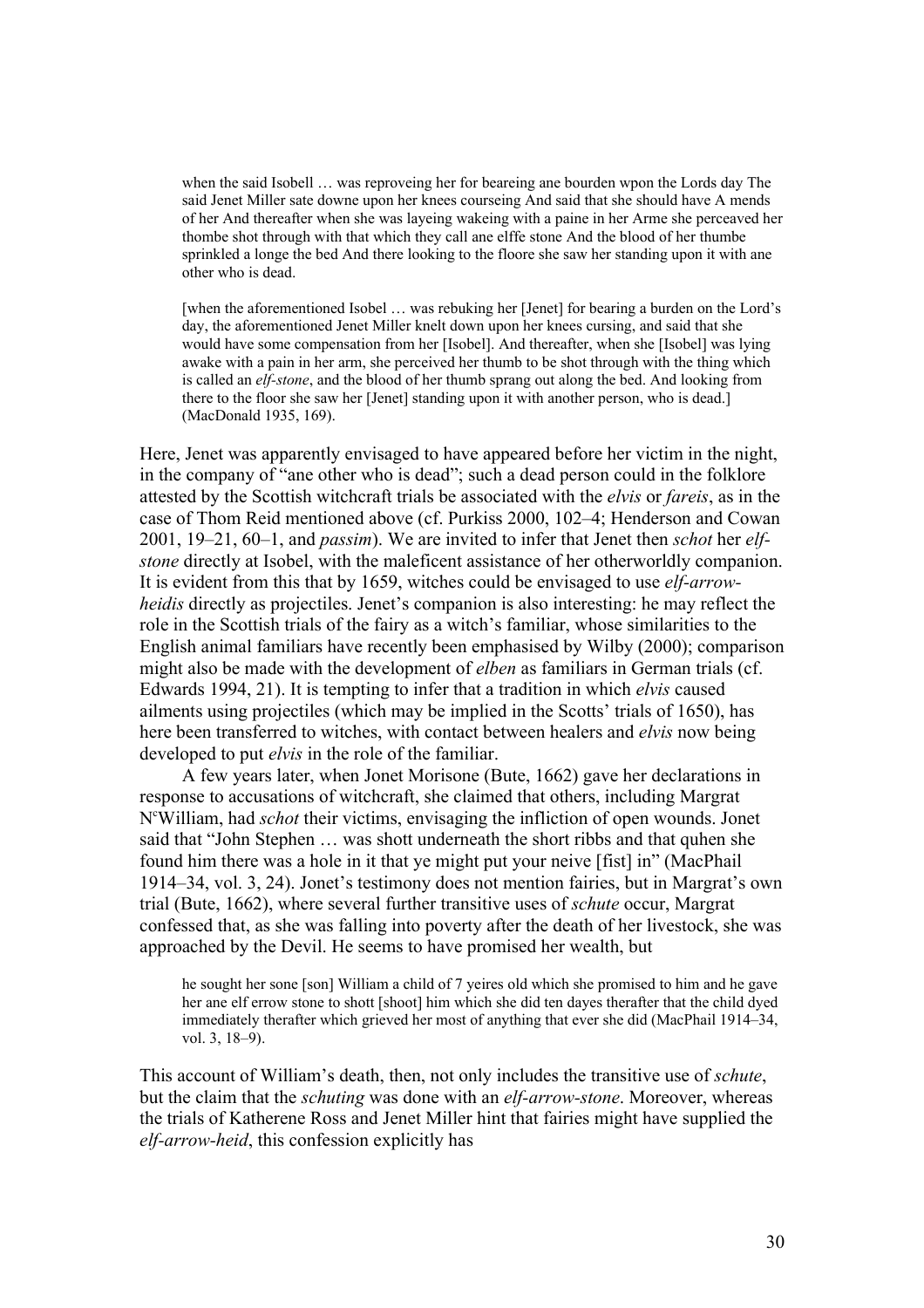> when the said Isobell … was reproveing her for beareing ane bourden wpon the Lords day The said Jenet Miller sate downe upon her knees courseing And said that she should have A mends of her And thereafter when she was layeing wakeing with a paine in her Arme she perceaved her thombe shot through with that which they call ane elffe stone And the blood of her thumbe sprinkled a longe the bed And there looking to the floore she saw her standing upon it with ane other who is dead.
>
> [when the aforementioned Isobel … was rebuking her [Jenet] for bearing a burden on the Lord's day, the aforementioned Jenet Miller knelt down upon her knees cursing, and said that she would have some compensation from her [Isobel]. And thereafter, when she [Isobel] was lying awake with a pain in her arm, she perceived her thumb to be shot through with the thing which is called an *elf-stone*, and the blood of her thumb sprang out along the bed. And looking from there to the floor she saw her [Jenet] standing upon it with another person, who is dead.] (MacDonald 1935, 169).

Here, Jenet was apparently envisaged to have appeared before her victim in the night, in the company of "ane other who is dead"; such a dead person could in the folklore attested by the Scottish witchcraft trials be associated with the *elvis* or *fareis*, as in the case of Thom Reid mentioned above (cf. Purkiss 2000, 102–4; Henderson and Cowan 2001, 19–21, 60–1, and *passim*). We are invited to infer that Jenet then *schot* her *elf-stone* directly at Isobel, with the maleficent assistance of her otherworldly companion. It is evident from this that by 1659, witches could be envisaged to use *elf-arrow-heidis* directly as projectiles. Jenet's companion is also interesting: he may reflect the role in the Scottish trials of the fairy as a witch's familiar, whose similarities to the English animal familiars have recently been emphasised by Wilby (2000); comparison might also be made with the development of *elben* as familiars in German trials (cf. Edwards 1994, 21). It is tempting to infer that a tradition in which *elvis* caused ailments using projectiles (which may be implied in the Scotts' trials of 1650), has here been transferred to witches, with contact between healers and *elvis* now being developed to put *elvis* in the role of the familiar.

A few years later, when Jonet Morisone (Bute, 1662) gave her declarations in response to accusations of witchcraft, she claimed that others, including Margrat N^cWilliam, had *schot* their victims, envisaging the infliction of open wounds. Jonet said that "John Stephen … was shott underneath the short ribbs and that quhen she found him there was a hole in it that ye might put your neive [fist] in" (MacPhail 1914–34, vol. 3, 24). Jonet's testimony does not mention fairies, but in Margrat's own trial (Bute, 1662), where several further transitive uses of *schute* occur, Margrat confessed that, as she was falling into poverty after the death of her livestock, she was approached by the Devil. He seems to have promised her wealth, but

> he sought her sone [son] William a child of 7 yeires old which she promised to him and he gave her ane elf errow stone to shott [shoot] him which she did ten dayes therafter that the child dyed immediately therafter which grieved her most of anything that ever she did (MacPhail 1914–34, vol. 3, 18–9).

This account of William's death, then, not only includes the transitive use of *schute*, but the claim that the *schuting* was done with an *elf-arrow-stone*. Moreover, whereas the trials of Katherene Ross and Jenet Miller hint that fairies might have supplied the *elf-arrow-heid*, this confession explicitly has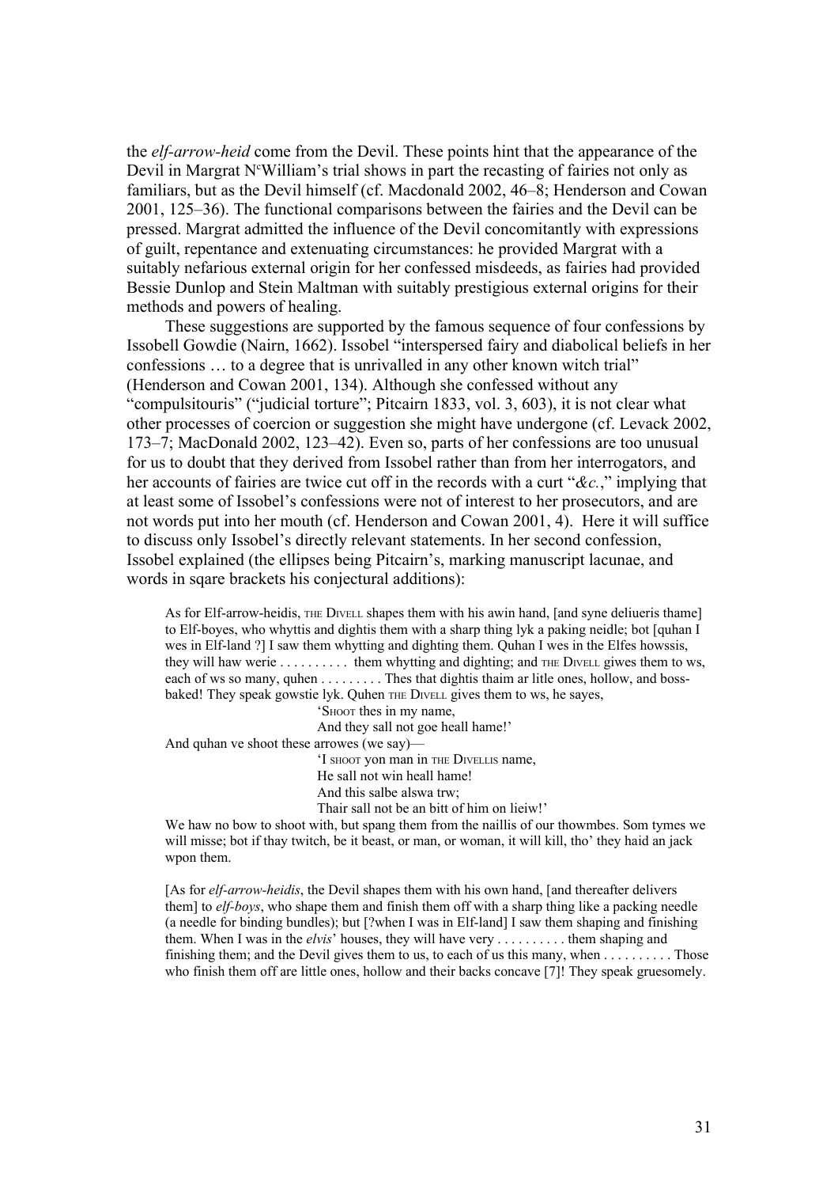the *elf-arrow-heid* come from the Devil. These points hint that the appearance of the Devil in Margrat N^c^William's trial shows in part the recasting of fairies not only as familiars, but as the Devil himself (cf. Macdonald 2002, 46–8; Henderson and Cowan 2001, 125–36). The functional comparisons between the fairies and the Devil can be pressed. Margrat admitted the influence of the Devil concomitantly with expressions of guilt, repentance and extenuating circumstances: he provided Margrat with a suitably nefarious external origin for her confessed misdeeds, as fairies had provided Bessie Dunlop and Stein Maltman with suitably prestigious external origins for their methods and powers of healing.

These suggestions are supported by the famous sequence of four confessions by Issobell Gowdie (Nairn, 1662). Issobel "interspersed fairy and diabolical beliefs in her confessions … to a degree that is unrivalled in any other known witch trial" (Henderson and Cowan 2001, 134). Although she confessed without any "compulsitouris" ("judicial torture"; Pitcairn 1833, vol. 3, 603), it is not clear what other processes of coercion or suggestion she might have undergone (cf. Levack 2002, 173–7; MacDonald 2002, 123–42). Even so, parts of her confessions are too unusual for us to doubt that they derived from Issobel rather than from her interrogators, and her accounts of fairies are twice cut off in the records with a curt "*&c.*," implying that at least some of Issobel's confessions were not of interest to her prosecutors, and are not words put into her mouth (cf. Henderson and Cowan 2001, 4). Here it will suffice to discuss only Issobel's directly relevant statements. In her second confession, Issobel explained (the ellipses being Pitcairn's, marking manuscript lacunae, and words in sqare brackets his conjectural additions):

> As for Elf-arrow-heidis, THE DIVELL shapes them with his awin hand, [and syne deliueris thame] to Elf-boyes, who whyttis and dightis them with a sharp thing lyk a paking neidle; bot [quhan I wes in Elf-land ?] I saw them whytting and dighting them. Quhan I wes in the Elfes howssis, they will haw werie . . . . . . . . . . them whytting and dighting; and THE DIVELL giwes them to ws, each of ws so many, quhen . . . . . . . . . Thes that dightis thaim ar litle ones, hollow, and boss-baked! They speak gowstie lyk. Quhen THE DIVELL gives them to ws, he sayes,
>
> 'SHOOT thes in my name,
> And they sall not goe heall hame!'
>
> And quhan ve shoot these arrowes (we say)—
>
> 'I SHOOT yon man in THE DIVELLIS name,
> He sall not win heall hame!
> And this salbe alswa trw;
> Thair sall not be an bitt of him on lieiw!'
>
> We haw no bow to shoot with, but spang them from the naillis of our thowmbes. Som tymes we will misse; bot if thay twitch, be it beast, or man, or woman, it will kill, tho' they haid an jack wpon them.
>
> [As for *elf-arrow-heidis*, the Devil shapes them with his own hand, [and thereafter delivers them] to *elf-boys*, who shape them and finish them off with a sharp thing like a packing needle (a needle for binding bundles); but [?when I was in Elf-land] I saw them shaping and finishing them. When I was in the *elvis*' houses, they will have very . . . . . . . . . . them shaping and finishing them; and the Devil gives them to us, to each of us this many, when . . . . . . . . . . Those who finish them off are little ones, hollow and their backs concave [7]! They speak gruesomely.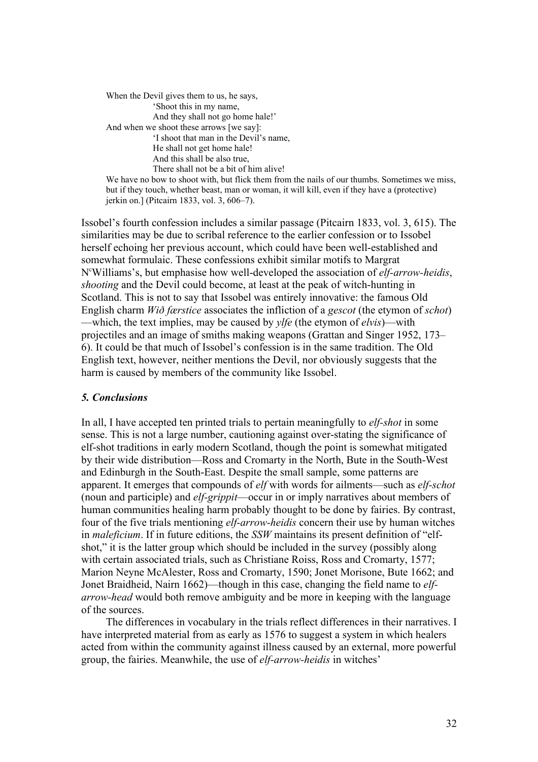> When the Devil gives them to us, he says,
> 
> 'Shoot this in my name,
> And they shall not go home hale!'
> 
> And when we shoot these arrows [we say]:
> 
> 'I shoot that man in the Devil's name,
> He shall not get home hale!
> And this shall be also true,
> There shall not be a bit of him alive!
> 
> We have no bow to shoot with, but flick them from the nails of our thumbs. Sometimes we miss, but if they touch, whether beast, man or woman, it will kill, even if they have a (protective) jerkin on.] (Pitcairn 1833, vol. 3, 606–7).

Issobel's fourth confession includes a similar passage (Pitcairn 1833, vol. 3, 615). The similarities may be due to scribal reference to the earlier confession or to Issobel herself echoing her previous account, which could have been well-established and somewhat formulaic. These confessions exhibit similar motifs to Margrat N[c]Williams's, but emphasise how well-developed the association of *elf-arrow-heidis*, *shooting* and the Devil could become, at least at the peak of witch-hunting in Scotland. This is not to say that Issobel was entirely innovative: the famous Old English charm *Wið færstice* associates the infliction of a *gescot* (the etymon of *schot*)—which, the text implies, may be caused by *ylfe* (the etymon of *elvis*)—with projectiles and an image of smiths making weapons (Grattan and Singer 1952, 173–6). It could be that much of Issobel's confession is in the same tradition. The Old English text, however, neither mentions the Devil, nor obviously suggests that the harm is caused by members of the community like Issobel.

### *5. Conclusions*

In all, I have accepted ten printed trials to pertain meaningfully to *elf-shot* in some sense. This is not a large number, cautioning against over-stating the significance of elf-shot traditions in early modern Scotland, though the point is somewhat mitigated by their wide distribution—Ross and Cromarty in the North, Bute in the South-West and Edinburgh in the South-East. Despite the small sample, some patterns are apparent. It emerges that compounds of *elf* with words for ailments—such as *elf-schot* (noun and participle) and *elf-grippit*—occur in or imply narratives about members of human communities healing harm probably thought to be done by fairies. By contrast, four of the five trials mentioning *elf-arrow-heidis* concern their use by human witches in *maleficium*. If in future editions, the *SSW* maintains its present definition of "elf-shot," it is the latter group which should be included in the survey (possibly along with certain associated trials, such as Christiane Roiss, Ross and Cromarty, 1577; Marion Neyne McAlester, Ross and Cromarty, 1590; Jonet Morisone, Bute 1662; and Jonet Braidheid, Nairn 1662)—though in this case, changing the field name to *elf-arrow-head* would both remove ambiguity and be more in keeping with the language of the sources.

The differences in vocabulary in the trials reflect differences in their narratives. I have interpreted material from as early as 1576 to suggest a system in which healers acted from within the community against illness caused by an external, more powerful group, the fairies. Meanwhile, the use of *elf-arrow-heidis* in witches'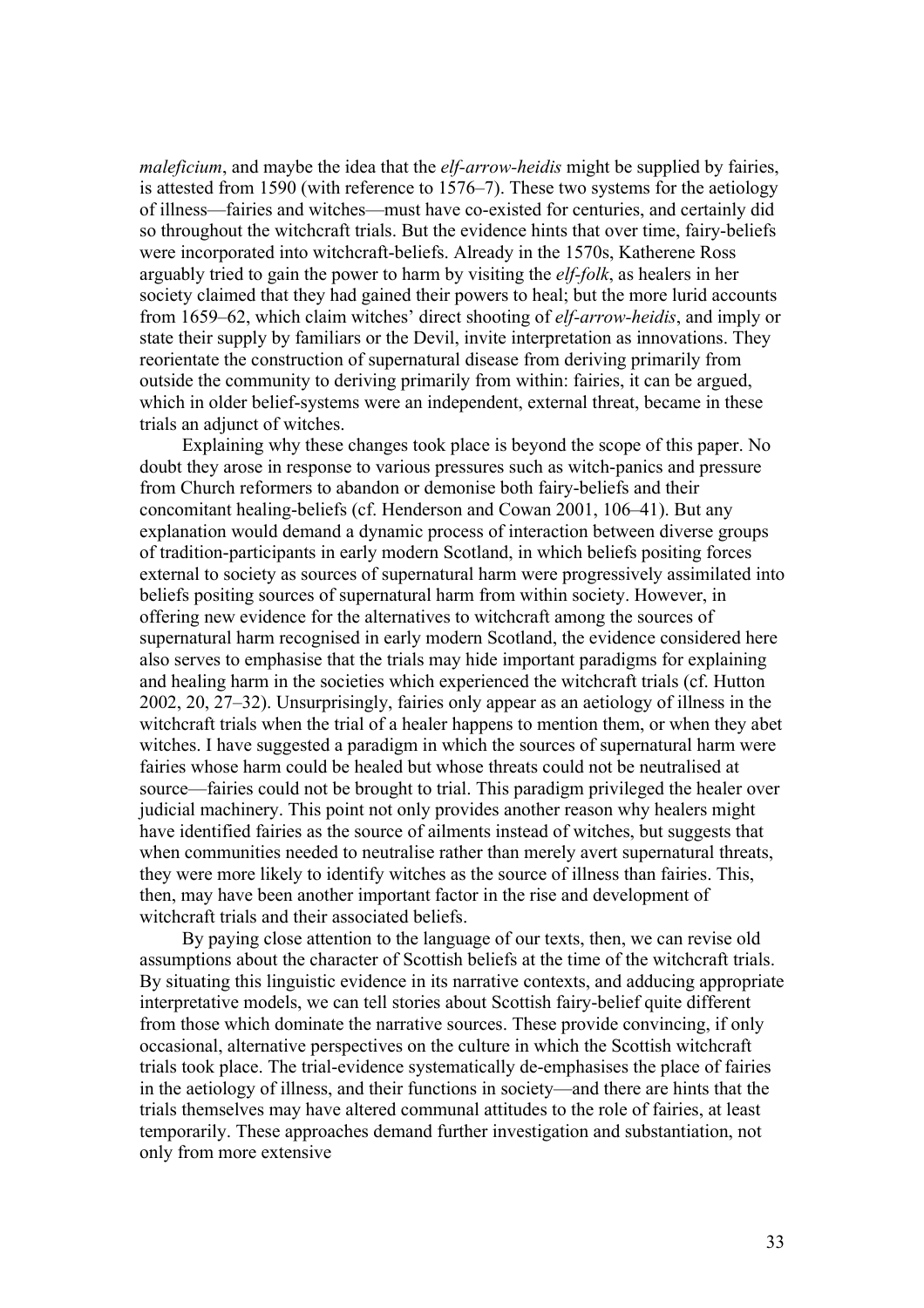*maleficium*, and maybe the idea that the *elf-arrow-heidis* might be supplied by fairies, is attested from 1590 (with reference to 1576–7). These two systems for the aetiology of illness—fairies and witches—must have co-existed for centuries, and certainly did so throughout the witchcraft trials. But the evidence hints that over time, fairy-beliefs were incorporated into witchcraft-beliefs. Already in the 1570s, Katherene Ross arguably tried to gain the power to harm by visiting the *elf-folk*, as healers in her society claimed that they had gained their powers to heal; but the more lurid accounts from 1659–62, which claim witches' direct shooting of *elf-arrow-heidis*, and imply or state their supply by familiars or the Devil, invite interpretation as innovations. They reorientate the construction of supernatural disease from deriving primarily from outside the community to deriving primarily from within: fairies, it can be argued, which in older belief-systems were an independent, external threat, became in these trials an adjunct of witches.

Explaining why these changes took place is beyond the scope of this paper. No doubt they arose in response to various pressures such as witch-panics and pressure from Church reformers to abandon or demonise both fairy-beliefs and their concomitant healing-beliefs (cf. Henderson and Cowan 2001, 106–41). But any explanation would demand a dynamic process of interaction between diverse groups of tradition-participants in early modern Scotland, in which beliefs positing forces external to society as sources of supernatural harm were progressively assimilated into beliefs positing sources of supernatural harm from within society. However, in offering new evidence for the alternatives to witchcraft among the sources of supernatural harm recognised in early modern Scotland, the evidence considered here also serves to emphasise that the trials may hide important paradigms for explaining and healing harm in the societies which experienced the witchcraft trials (cf. Hutton 2002, 20, 27–32). Unsurprisingly, fairies only appear as an aetiology of illness in the witchcraft trials when the trial of a healer happens to mention them, or when they abet witches. I have suggested a paradigm in which the sources of supernatural harm were fairies whose harm could be healed but whose threats could not be neutralised at source—fairies could not be brought to trial. This paradigm privileged the healer over judicial machinery. This point not only provides another reason why healers might have identified fairies as the source of ailments instead of witches, but suggests that when communities needed to neutralise rather than merely avert supernatural threats, they were more likely to identify witches as the source of illness than fairies. This, then, may have been another important factor in the rise and development of witchcraft trials and their associated beliefs.

By paying close attention to the language of our texts, then, we can revise old assumptions about the character of Scottish beliefs at the time of the witchcraft trials. By situating this linguistic evidence in its narrative contexts, and adducing appropriate interpretative models, we can tell stories about Scottish fairy-belief quite different from those which dominate the narrative sources. These provide convincing, if only occasional, alternative perspectives on the culture in which the Scottish witchcraft trials took place. The trial-evidence systematically de-emphasises the place of fairies in the aetiology of illness, and their functions in society—and there are hints that the trials themselves may have altered communal attitudes to the role of fairies, at least temporarily. These approaches demand further investigation and substantiation, not only from more extensive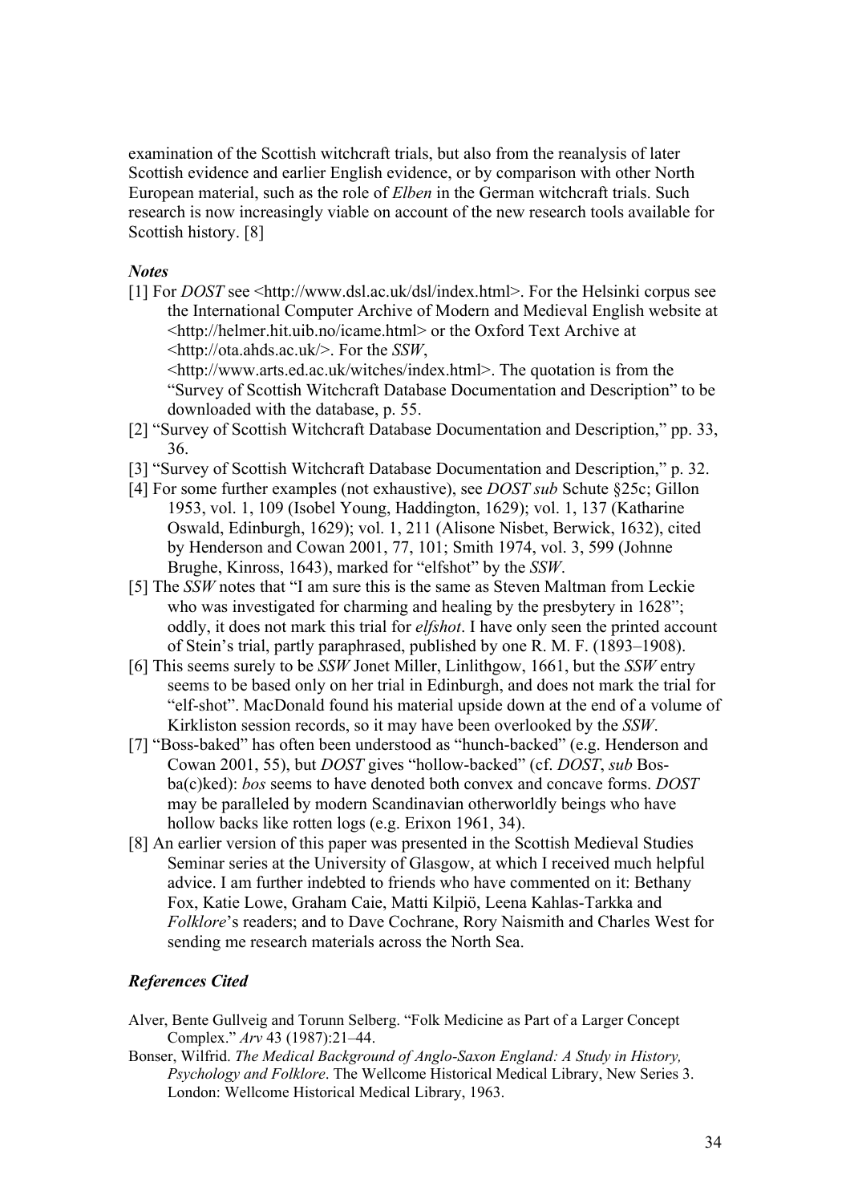examination of the Scottish witchcraft trials, but also from the reanalysis of later Scottish evidence and earlier English evidence, or by comparison with other North European material, such as the role of *Elben* in the German witchcraft trials. Such research is now increasingly viable on account of the new research tools available for Scottish history. [8]

### *Notes*

[1] For *DOST* see <http://www.dsl.ac.uk/dsl/index.html>. For the Helsinki corpus see the International Computer Archive of Modern and Medieval English website at <http://helmer.hit.uib.no/icame.html> or the Oxford Text Archive at <http://ota.ahds.ac.uk/>. For the *SSW*, <http://www.arts.ed.ac.uk/witches/index.html>. The quotation is from the "Survey of Scottish Witchcraft Database Documentation and Description" to be downloaded with the database, p. 55.

[2] "Survey of Scottish Witchcraft Database Documentation and Description," pp. 33, 36.

[3] "Survey of Scottish Witchcraft Database Documentation and Description," p. 32.

[4] For some further examples (not exhaustive), see *DOST sub* Schute §25c; Gillon 1953, vol. 1, 109 (Isobel Young, Haddington, 1629); vol. 1, 137 (Katharine Oswald, Edinburgh, 1629); vol. 1, 211 (Alisone Nisbet, Berwick, 1632), cited by Henderson and Cowan 2001, 77, 101; Smith 1974, vol. 3, 599 (Johnne Brughe, Kinross, 1643), marked for "elfshot" by the *SSW*.

[5] The *SSW* notes that "I am sure this is the same as Steven Maltman from Leckie who was investigated for charming and healing by the presbytery in 1628"; oddly, it does not mark this trial for *elfshot*. I have only seen the printed account of Stein's trial, partly paraphrased, published by one R. M. F. (1893–1908).

[6] This seems surely to be *SSW* Jonet Miller, Linlithgow, 1661, but the *SSW* entry seems to be based only on her trial in Edinburgh, and does not mark the trial for "elf-shot". MacDonald found his material upside down at the end of a volume of Kirkliston session records, so it may have been overlooked by the *SSW*.

[7] "Boss-baked" has often been understood as "hunch-backed" (e.g. Henderson and Cowan 2001, 55), but *DOST* gives "hollow-backed" (cf. *DOST*, *sub* Bos-ba(c)ked): *bos* seems to have denoted both convex and concave forms. *DOST* may be paralleled by modern Scandinavian otherworldly beings who have hollow backs like rotten logs (e.g. Erixon 1961, 34).

[8] An earlier version of this paper was presented in the Scottish Medieval Studies Seminar series at the University of Glasgow, at which I received much helpful advice. I am further indebted to friends who have commented on it: Bethany Fox, Katie Lowe, Graham Caie, Matti Kilpiö, Leena Kahlas-Tarkka and *Folklore*'s readers; and to Dave Cochrane, Rory Naismith and Charles West for sending me research materials across the North Sea.

### *References Cited*

Alver, Bente Gullveig and Torunn Selberg. "Folk Medicine as Part of a Larger Concept Complex." *Arv* 43 (1987):21–44.

Bonser, Wilfrid. *The Medical Background of Anglo-Saxon England: A Study in History, Psychology and Folklore*. The Wellcome Historical Medical Library, New Series 3. London: Wellcome Historical Medical Library, 1963.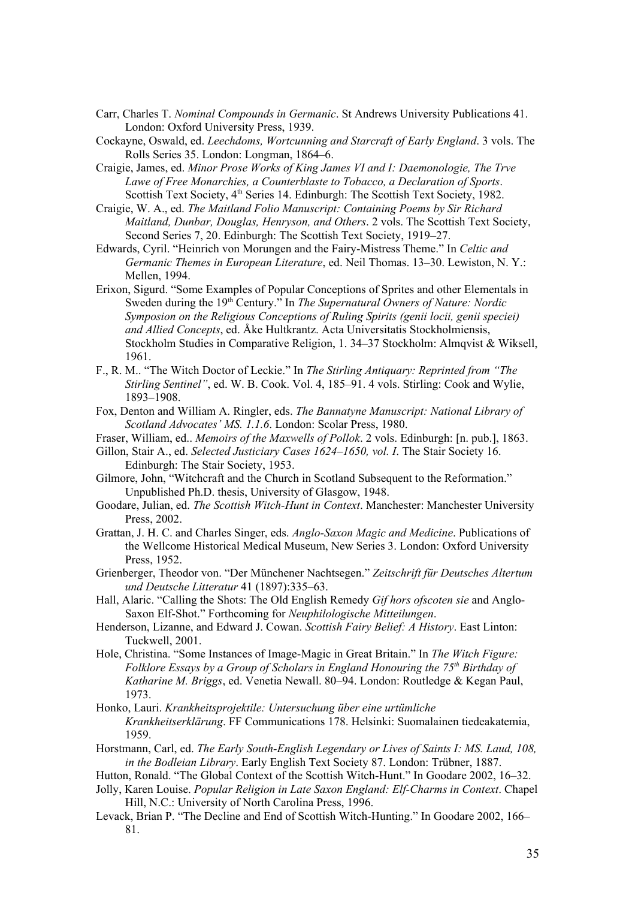Carr, Charles T. *Nominal Compounds in Germanic*. St Andrews University Publications 41. London: Oxford University Press, 1939.

Cockayne, Oswald, ed. *Leechdoms, Wortcunning and Starcraft of Early England*. 3 vols. The Rolls Series 35. London: Longman, 1864–6.

Craigie, James, ed. *Minor Prose Works of King James VI and I: Daemonologie, The Trve Lawe of Free Monarchies, a Counterblaste to Tobacco, a Declaration of Sports*. Scottish Text Society, 4th Series 14. Edinburgh: The Scottish Text Society, 1982.

Craigie, W. A., ed. *The Maitland Folio Manuscript: Containing Poems by Sir Richard Maitland, Dunbar, Douglas, Henryson, and Others*. 2 vols. The Scottish Text Society, Second Series 7, 20. Edinburgh: The Scottish Text Society, 1919–27.

Edwards, Cyril. "Heinrich von Morungen and the Fairy-Mistress Theme." In *Celtic and Germanic Themes in European Literature*, ed. Neil Thomas. 13–30. Lewiston, N. Y.: Mellen, 1994.

Erixon, Sigurd. "Some Examples of Popular Conceptions of Sprites and other Elementals in Sweden during the 19th Century." In *The Supernatural Owners of Nature: Nordic Symposion on the Religious Conceptions of Ruling Spirits (genii locii, genii speciei) and Allied Concepts*, ed. Åke Hultkrantz. Acta Universitatis Stockholmiensis, Stockholm Studies in Comparative Religion, 1. 34–37 Stockholm: Almqvist & Wiksell, 1961.

F., R. M.. "The Witch Doctor of Leckie." In *The Stirling Antiquary: Reprinted from "The Stirling Sentinel"*, ed. W. B. Cook. Vol. 4, 185–91. 4 vols. Stirling: Cook and Wylie, 1893–1908.

Fox, Denton and William A. Ringler, eds. *The Bannatyne Manuscript: National Library of Scotland Advocates' MS. 1.1.6*. London: Scolar Press, 1980.

Fraser, William, ed.. *Memoirs of the Maxwells of Pollok*. 2 vols. Edinburgh: [n. pub.], 1863.

Gillon, Stair A., ed. *Selected Justiciary Cases 1624–1650, vol. I*. The Stair Society 16. Edinburgh: The Stair Society, 1953.

Gilmore, John, "Witchcraft and the Church in Scotland Subsequent to the Reformation." Unpublished Ph.D. thesis, University of Glasgow, 1948.

Goodare, Julian, ed. *The Scottish Witch-Hunt in Context*. Manchester: Manchester University Press, 2002.

Grattan, J. H. C. and Charles Singer, eds. *Anglo-Saxon Magic and Medicine*. Publications of the Wellcome Historical Medical Museum, New Series 3. London: Oxford University Press, 1952.

Grienberger, Theodor von. "Der Münchener Nachtsegen." *Zeitschrift für Deutsches Altertum und Deutsche Litteratur* 41 (1897):335–63.

Hall, Alaric. "Calling the Shots: The Old English Remedy *Gif hors ofscoten sie* and Anglo-Saxon Elf-Shot." Forthcoming for *Neuphilologische Mitteilungen*.

Henderson, Lizanne, and Edward J. Cowan. *Scottish Fairy Belief: A History*. East Linton: Tuckwell, 2001.

Hole, Christina. "Some Instances of Image-Magic in Great Britain." In *The Witch Figure: Folklore Essays by a Group of Scholars in England Honouring the 75th Birthday of Katharine M. Briggs*, ed. Venetia Newall. 80–94. London: Routledge & Kegan Paul, 1973.

Honko, Lauri. *Krankheitsprojektile: Untersuchung über eine urtümliche Krankheitserklärung*. FF Communications 178. Helsinki: Suomalainen tiedeakatemia, 1959.

Horstmann, Carl, ed. *The Early South-English Legendary or Lives of Saints I: MS. Laud, 108, in the Bodleian Library*. Early English Text Society 87. London: Trübner, 1887.

Hutton, Ronald. "The Global Context of the Scottish Witch-Hunt." In Goodare 2002, 16–32.

Jolly, Karen Louise. *Popular Religion in Late Saxon England: Elf-Charms in Context*. Chapel Hill, N.C.: University of North Carolina Press, 1996.

Levack, Brian P. "The Decline and End of Scottish Witch-Hunting." In Goodare 2002, 166–81.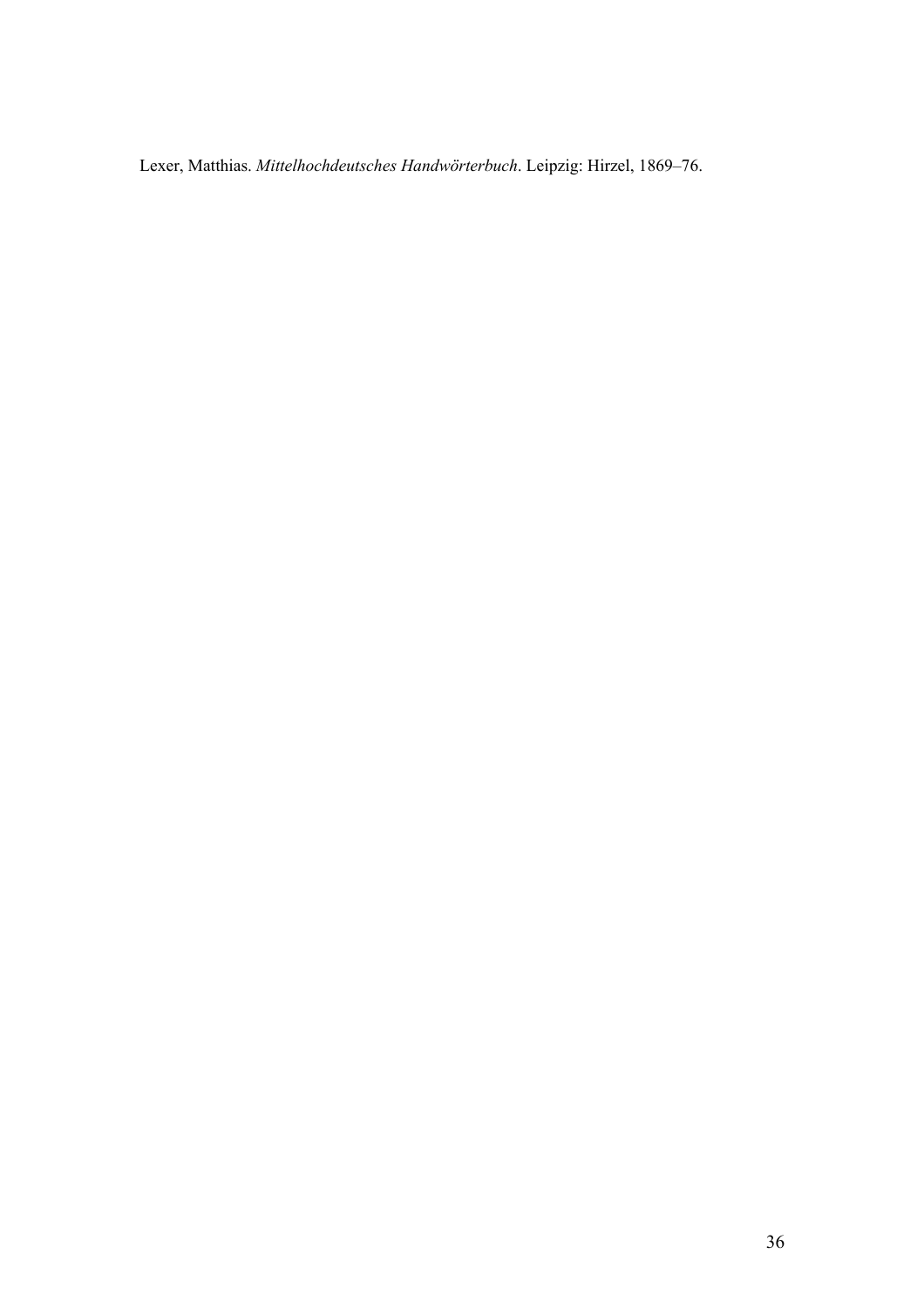Lexer, Matthias. *Mittelhochdeutsches Handwörterbuch*. Leipzig: Hirzel, 1869–76.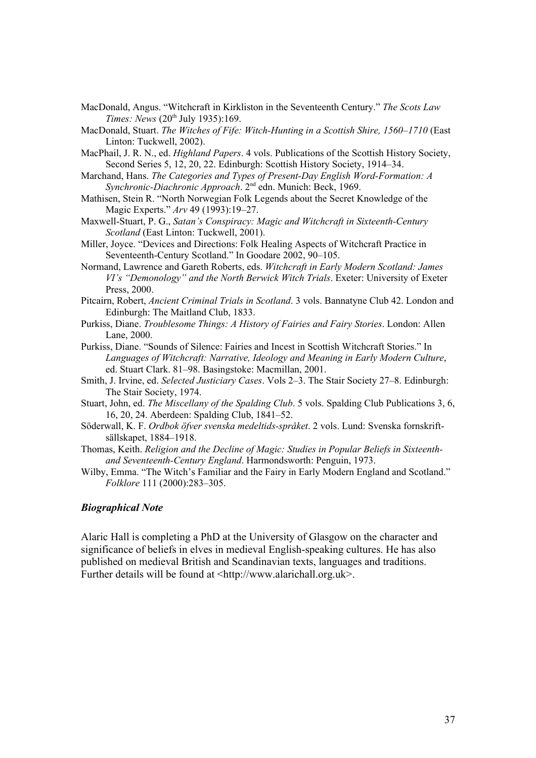MacDonald, Angus. "Witchcraft in Kirkliston in the Seventeenth Century." *The Scots Law Times: News* (20th July 1935):169.

MacDonald, Stuart. *The Witches of Fife: Witch-Hunting in a Scottish Shire, 1560–1710* (East Linton: Tuckwell, 2002).

MacPhail, J. R. N., ed. *Highland Papers*. 4 vols. Publications of the Scottish History Society, Second Series 5, 12, 20, 22. Edinburgh: Scottish History Society, 1914–34.

Marchand, Hans. *The Categories and Types of Present-Day English Word-Formation: A Synchronic-Diachronic Approach*. 2nd edn. Munich: Beck, 1969.

Mathisen, Stein R. "North Norwegian Folk Legends about the Secret Knowledge of the Magic Experts." *Arv* 49 (1993):19–27.

Maxwell-Stuart, P. G., *Satan's Conspiracy: Magic and Witchcraft in Sixteenth-Century Scotland* (East Linton: Tuckwell, 2001).

Miller, Joyce. "Devices and Directions: Folk Healing Aspects of Witchcraft Practice in Seventeenth-Century Scotland." In Goodare 2002, 90–105.

Normand, Lawrence and Gareth Roberts, eds. *Witchcraft in Early Modern Scotland: James VI's "Demonology" and the North Berwick Witch Trials*. Exeter: University of Exeter Press, 2000.

Pitcairn, Robert, *Ancient Criminal Trials in Scotland*. 3 vols. Bannatyne Club 42. London and Edinburgh: The Maitland Club, 1833.

Purkiss, Diane. *Troublesome Things: A History of Fairies and Fairy Stories*. London: Allen Lane, 2000.

Purkiss, Diane. "Sounds of Silence: Fairies and Incest in Scottish Witchcraft Stories." In *Languages of Witchcraft: Narrative, Ideology and Meaning in Early Modern Culture*, ed. Stuart Clark. 81–98. Basingstoke: Macmillan, 2001.

Smith, J. Irvine, ed. *Selected Justiciary Cases*. Vols 2–3. The Stair Society 27–8. Edinburgh: The Stair Society, 1974.

Stuart, John, ed. *The Miscellany of the Spalding Club*. 5 vols. Spalding Club Publications 3, 6, 16, 20, 24. Aberdeen: Spalding Club, 1841–52.

Söderwall, K. F. *Ordbok öfver svenska medeltids-språket*. 2 vols. Lund: Svenska fornskrift-sällskapet, 1884–1918.

Thomas, Keith. *Religion and the Decline of Magic: Studies in Popular Beliefs in Sixteenth- and Seventeenth-Century England*. Harmondsworth: Penguin, 1973.

Wilby, Emma. "The Witch's Familiar and the Fairy in Early Modern England and Scotland." *Folklore* 111 (2000):283–305.

### *Biographical Note*

Alaric Hall is completing a PhD at the University of Glasgow on the character and significance of beliefs in elves in medieval English-speaking cultures. He has also published on medieval British and Scandinavian texts, languages and traditions. Further details will be found at <http://www.alarichall.org.uk>.